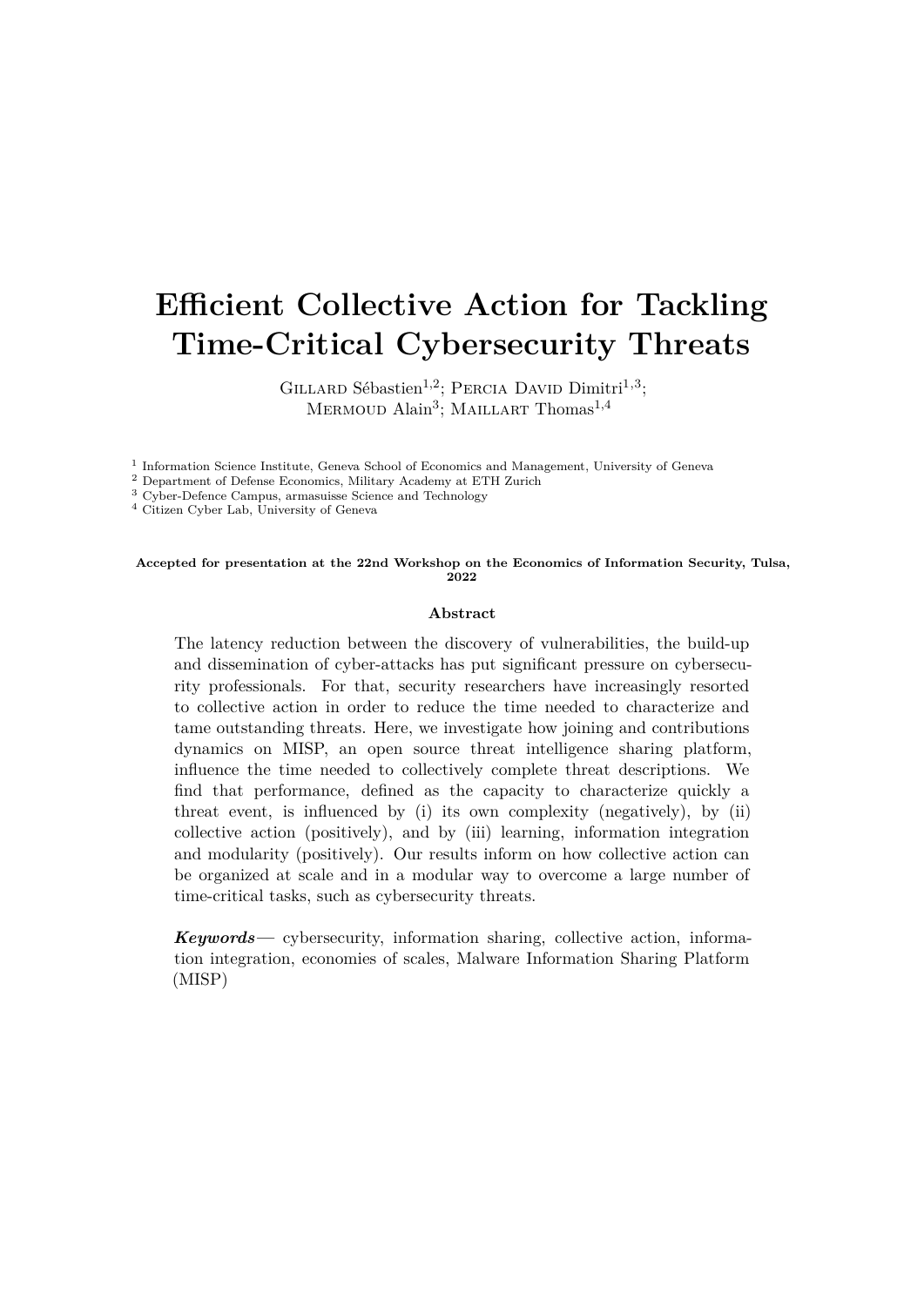# Efficient Collective Action for Tackling Time-Critical Cybersecurity Threats

Gillard Sébastien[1,2]; Percia David Dimitri[1,3]; Mermoud Alain[3]; Maillart Thomas[1,4]

[1] Information Science Institute, Geneva School of Economics and Management, University of Geneva
[2] Department of Defense Economics, Military Academy at ETH Zurich
[3] Cyber-Defence Campus, armasuisse Science and Technology
[4] Citizen Cyber Lab, University of Geneva

**Accepted for presentation at the 22nd Workshop on the Economics of Information Security, Tulsa, 2022**

### Abstract

The latency reduction between the discovery of vulnerabilities, the build-up and dissemination of cyber-attacks has put significant pressure on cybersecurity professionals. For that, security researchers have increasingly resorted to collective action in order to reduce the time needed to characterize and tame outstanding threats. Here, we investigate how joining and contributions dynamics on MISP, an open source threat intelligence sharing platform, influence the time needed to collectively complete threat descriptions. We find that performance, defined as the capacity to characterize quickly a threat event, is influenced by (i) its own complexity (negatively), by (ii) collective action (positively), and by (iii) learning, information integration and modularity (positively). Our results inform on how collective action can be organized at scale and in a modular way to overcome a large number of time-critical tasks, such as cybersecurity threats.

***Keywords***— cybersecurity, information sharing, collective action, information integration, economies of scales, Malware Information Sharing Platform (MISP)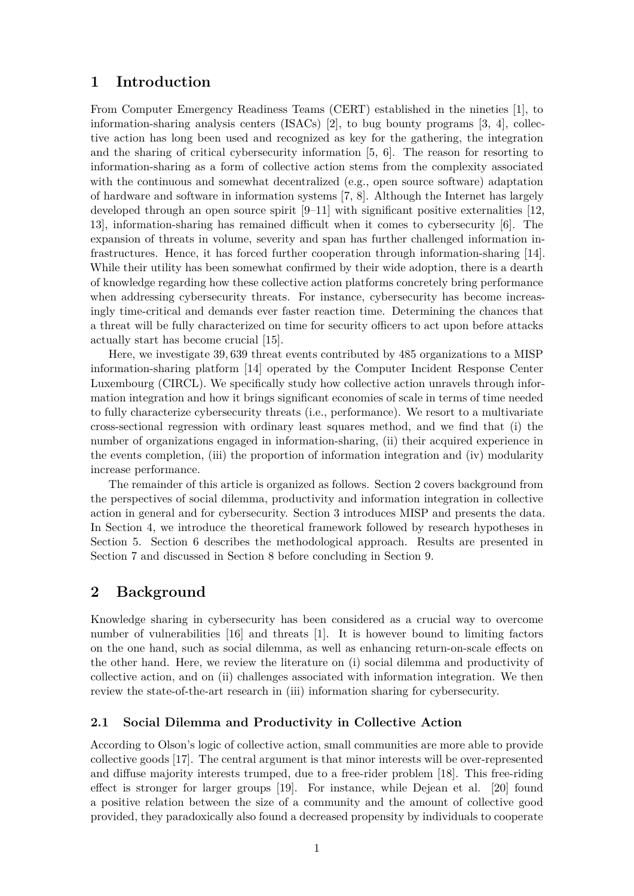# 1 Introduction

From Computer Emergency Readiness Teams (CERT) established in the nineties [1], to information-sharing analysis centers (ISACs) [2], to bug bounty programs [3, 4], collective action has long been used and recognized as key for the gathering, the integration and the sharing of critical cybersecurity information [5, 6]. The reason for resorting to information-sharing as a form of collective action stems from the complexity associated with the continuous and somewhat decentralized (e.g., open source software) adaptation of hardware and software in information systems [7, 8]. Although the Internet has largely developed through an open source spirit [9–11] with significant positive externalities [12, 13], information-sharing has remained difficult when it comes to cybersecurity [6]. The expansion of threats in volume, severity and span has further challenged information infrastructures. Hence, it has forced further cooperation through information-sharing [14]. While their utility has been somewhat confirmed by their wide adoption, there is a dearth of knowledge regarding how these collective action platforms concretely bring performance when addressing cybersecurity threats. For instance, cybersecurity has become increasingly time-critical and demands ever faster reaction time. Determining the chances that a threat will be fully characterized on time for security officers to act upon before attacks actually start has become crucial [15].

Here, we investigate 39,639 threat events contributed by 485 organizations to a MISP information-sharing platform [14] operated by the Computer Incident Response Center Luxembourg (CIRCL). We specifically study how collective action unravels through information integration and how it brings significant economies of scale in terms of time needed to fully characterize cybersecurity threats (i.e., performance). We resort to a multivariate cross-sectional regression with ordinary least squares method, and we find that (i) the number of organizations engaged in information-sharing, (ii) their acquired experience in the events completion, (iii) the proportion of information integration and (iv) modularity increase performance.

The remainder of this article is organized as follows. Section 2 covers background from the perspectives of social dilemma, productivity and information integration in collective action in general and for cybersecurity. Section 3 introduces MISP and presents the data. In Section 4, we introduce the theoretical framework followed by research hypotheses in Section 5. Section 6 describes the methodological approach. Results are presented in Section 7 and discussed in Section 8 before concluding in Section 9.

# 2 Background

Knowledge sharing in cybersecurity has been considered as a crucial way to overcome number of vulnerabilities [16] and threats [1]. It is however bound to limiting factors on the one hand, such as social dilemma, as well as enhancing return-on-scale effects on the other hand. Here, we review the literature on (i) social dilemma and productivity of collective action, and on (ii) challenges associated with information integration. We then review the state-of-the-art research in (iii) information sharing for cybersecurity.

## 2.1 Social Dilemma and Productivity in Collective Action

According to Olson's logic of collective action, small communities are more able to provide collective goods [17]. The central argument is that minor interests will be over-represented and diffuse majority interests trumped, due to a free-rider problem [18]. This free-riding effect is stronger for larger groups [19]. For instance, while Dejean et al. [20] found a positive relation between the size of a community and the amount of collective good provided, they paradoxically also found a decreased propensity by individuals to cooperate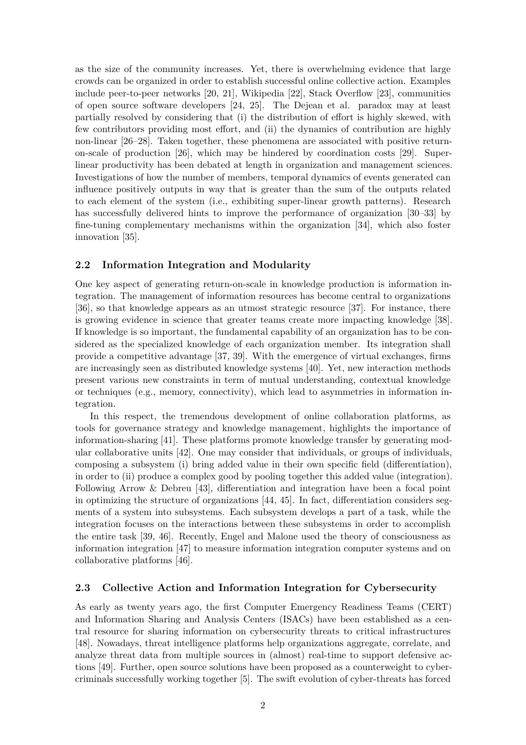as the size of the community increases. Yet, there is overwhelming evidence that large crowds can be organized in order to establish successful online collective action. Examples include peer-to-peer networks [20, 21], Wikipedia [22], Stack Overflow [23], communities of open source software developers [24, 25]. The Dejean et al. paradox may at least partially resolved by considering that (i) the distribution of effort is highly skewed, with few contributors providing most effort, and (ii) the dynamics of contribution are highly non-linear [26–28]. Taken together, these phenomena are associated with positive return-on-scale of production [26], which may be hindered by coordination costs [29]. Super-linear productivity has been debated at length in organization and management sciences. Investigations of how the number of members, temporal dynamics of events generated can influence positively outputs in way that is greater than the sum of the outputs related to each element of the system (i.e., exhibiting super-linear growth patterns). Research has successfully delivered hints to improve the performance of organization [30–33] by fine-tuning complementary mechanisms within the organization [34], which also foster innovation [35].

### 2.2 Information Integration and Modularity

One key aspect of generating return-on-scale in knowledge production is information integration. The management of information resources has become central to organizations [36], so that knowledge appears as an utmost strategic resource [37]. For instance, there is growing evidence in science that greater teams create more impacting knowledge [38]. If knowledge is so important, the fundamental capability of an organization has to be considered as the specialized knowledge of each organization member. Its integration shall provide a competitive advantage [37, 39]. With the emergence of virtual exchanges, firms are increasingly seen as distributed knowledge systems [40]. Yet, new interaction methods present various new constraints in term of mutual understanding, contextual knowledge or techniques (e.g., memory, connectivity), which lead to asymmetries in information integration.

In this respect, the tremendous development of online collaboration platforms, as tools for governance strategy and knowledge management, highlights the importance of information-sharing [41]. These platforms promote knowledge transfer by generating modular collaborative units [42]. One may consider that individuals, or groups of individuals, composing a subsystem (i) bring added value in their own specific field (differentiation), in order to (ii) produce a complex good by pooling together this added value (integration). Following Arrow & Debreu [43], differentiation and integration have been a focal point in optimizing the structure of organizations [44, 45]. In fact, differentiation considers segments of a system into subsystems. Each subsystem develops a part of a task, while the integration focuses on the interactions between these subsystems in order to accomplish the entire task [39, 46]. Recently, Engel and Malone used the theory of consciousness as information integration [47] to measure information integration computer systems and on collaborative platforms [46].

### 2.3 Collective Action and Information Integration for Cybersecurity

As early as twenty years ago, the first Computer Emergency Readiness Teams (CERT) and Information Sharing and Analysis Centers (ISACs) have been established as a central resource for sharing information on cybersecurity threats to critical infrastructures [48]. Nowadays, threat intelligence platforms help organizations aggregate, correlate, and analyze threat data from multiple sources in (almost) real-time to support defensive actions [49]. Further, open source solutions have been proposed as a counterweight to cybercriminals successfully working together [5]. The swift evolution of cyber-threats has forced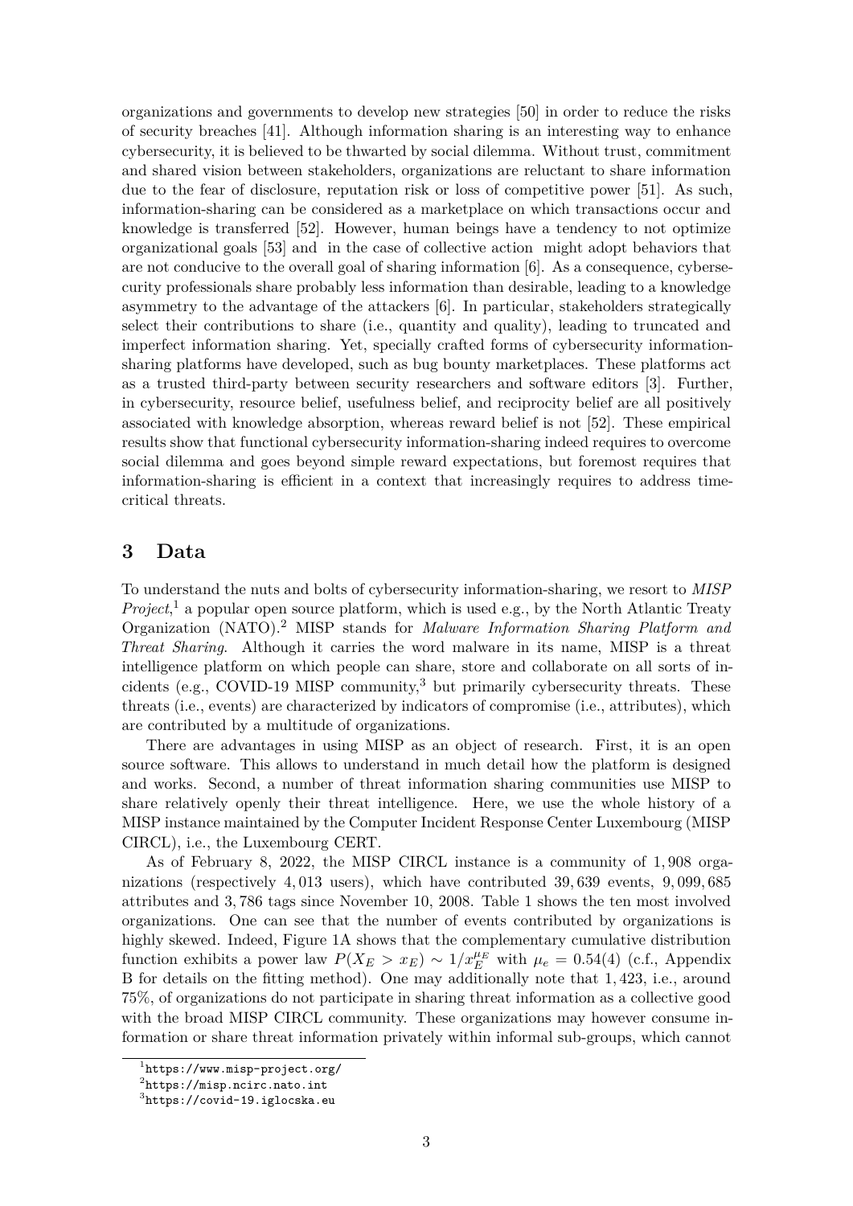organizations and governments to develop new strategies [50] in order to reduce the risks of security breaches [41]. Although information sharing is an interesting way to enhance cybersecurity, it is believed to be thwarted by social dilemma. Without trust, commitment and shared vision between stakeholders, organizations are reluctant to share information due to the fear of disclosure, reputation risk or loss of competitive power [51]. As such, information-sharing can be considered as a marketplace on which transactions occur and knowledge is transferred [52]. However, human beings have a tendency to not optimize organizational goals [53] and in the case of collective action might adopt behaviors that are not conducive to the overall goal of sharing information [6]. As a consequence, cybersecurity professionals share probably less information than desirable, leading to a knowledge asymmetry to the advantage of the attackers [6]. In particular, stakeholders strategically select their contributions to share (i.e., quantity and quality), leading to truncated and imperfect information sharing. Yet, specially crafted forms of cybersecurity information-sharing platforms have developed, such as bug bounty marketplaces. These platforms act as a trusted third-party between security researchers and software editors [3]. Further, in cybersecurity, resource belief, usefulness belief, and reciprocity belief are all positively associated with knowledge absorption, whereas reward belief is not [52]. These empirical results show that functional cybersecurity information-sharing indeed requires to overcome social dilemma and goes beyond simple reward expectations, but foremost requires that information-sharing is efficient in a context that increasingly requires to address time-critical threats.

## 3 Data

To understand the nuts and bolts of cybersecurity information-sharing, we resort to *MISP Project*,[1] a popular open source platform, which is used e.g., by the North Atlantic Treaty Organization (NATO).[2] MISP stands for *Malware Information Sharing Platform and Threat Sharing*. Although it carries the word malware in its name, MISP is a threat intelligence platform on which people can share, store and collaborate on all sorts of incidents (e.g., COVID-19 MISP community,[3] but primarily cybersecurity threats. These threats (i.e., events) are characterized by indicators of compromise (i.e., attributes), which are contributed by a multitude of organizations.

There are advantages in using MISP as an object of research. First, it is an open source software. This allows to understand in much detail how the platform is designed and works. Second, a number of threat information sharing communities use MISP to share relatively openly their threat intelligence. Here, we use the whole history of a MISP instance maintained by the Computer Incident Response Center Luxembourg (MISP CIRCL), i.e., the Luxembourg CERT.

As of February 8, 2022, the MISP CIRCL instance is a community of 1,908 organizations (respectively 4,013 users), which have contributed 39,639 events, 9,099,685 attributes and 3,786 tags since November 10, 2008. Table 1 shows the ten most involved organizations. One can see that the number of events contributed by organizations is highly skewed. Indeed, Figure 1A shows that the complementary cumulative distribution function exhibits a power law $P(X_E > x_E) \sim 1/x_E^{\mu_E}$ with $\mu_e = 0.54(4)$ (c.f., Appendix B for details on the fitting method). One may additionally note that 1,423, i.e., around 75%, of organizations do not participate in sharing threat information as a collective good with the broad MISP CIRCL community. These organizations may however consume information or share threat information privately within informal sub-groups, which cannot

[1] https://www.misp-project.org/

[2] https://misp.ncirc.nato.int

[3] https://covid-19.iglocska.eu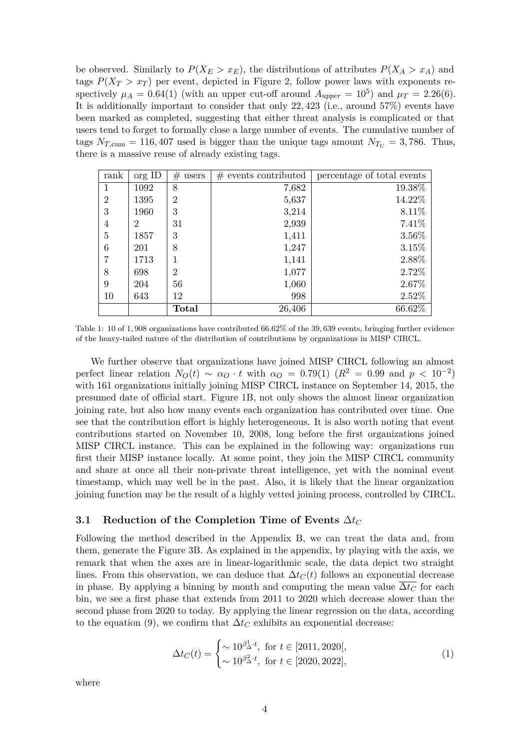be observed. Similarly to $P(X_E > x_E)$, the distributions of attributes $P(X_A > x_A)$ and tags $P(X_T > x_T)$ per event, depicted in Figure 2, follow power laws with exponents respectively $\mu_A = 0.64(1)$ (with an upper cut-off around $A_{upper} = 10^5$) and $\mu_T = 2.26(6)$. It is additionally important to consider that only 22,423 (i.e., around 57%) events have been marked as completed, suggesting that either threat analysis is complicated or that users tend to forget to formally close a large number of events. The cumulative number of tags $N_{T,\text{cum}} = 116,407$ used is bigger than the unique tags amount $N_{T_U} = 3,786$. Thus, there is a massive reuse of already existing tags.

| rank | org ID | # users | # events contributed | percentage of total events |
|---|---|---|---|---|
| 1 | 1092 | 8 | 7,682 | 19.38% |
| 2 | 1395 | 2 | 5,637 | 14.22% |
| 3 | 1960 | 3 | 3,214 | 8.11% |
| 4 | 2 | 31 | 2,939 | 7.41% |
| 5 | 1857 | 3 | 1,411 | 3.56% |
| 6 | 201 | 8 | 1,247 | 3.15% |
| 7 | 1713 | 1 | 1,141 | 2.88% |
| 8 | 698 | 2 | 1,077 | 2.72% |
| 9 | 204 | 56 | 1,060 | 2.67% |
| 10 | 643 | 12 | 998 | 2.52% |
| | | **Total** | 26,406 | 66.62% |

Table 1: 10 of 1,908 organizations have contributed 66.62% of the 39,639 events, bringing further evidence of the heavy-tailed nature of the distribution of contributions by organizations in MISP CIRCL.

We further observe that organizations have joined MISP CIRCL following an almost perfect linear relation $N_O(t) \sim \alpha_O \cdot t$ with $\alpha_O = 0.79(1)$ ($R^2 = 0.99$ and $p < 10^{-2}$) with 161 organizations initially joining MISP CIRCL instance on September 14, 2015, the presumed date of official start. Figure 1B, not only shows the almost linear organization joining rate, but also how many events each organization has contributed over time. One see that the contribution effort is highly heterogeneous. It is also worth noting that event contributions started on November 10, 2008, long before the first organizations joined MISP CIRCL instance. This can be explained in the following way: organizations run first their MISP instance locally. At some point, they join the MISP CIRCL community and share at once all their non-private threat intelligence, yet with the nominal event timestamp, which may well be in the past. Also, it is likely that the linear organization joining function may be the result of a highly vetted joining process, controlled by CIRCL.

### 3.1 Reduction of the Completion Time of Events $\Delta t_C$

Following the method described in the Appendix B, we can treat the data and, from them, generate the Figure 3B. As explained in the appendix, by playing with the axis, we remark that when the axes are in linear-logarithmic scale, the data depict two straight lines. From this observation, we can deduce that $\Delta t_C(t)$ follows an exponential decrease in phase. By applying a binning by month and computing the mean value $\overline{\Delta t_C}$ for each bin, we see a first phase that extends from 2011 to 2020 which decrease slower than the second phase from 2020 to today. By applying the linear regression on the data, according to the equation (9), we confirm that $\Delta t_C$ exhibits an exponential decrease:

$$\Delta t_C(t) = \begin{cases} \sim 10^{\beta_\Delta^1 \cdot t}, & \text{for } t \in [2011, 2020[, \\ \sim 10^{\beta_\Delta^2 \cdot t}, & \text{for } t \in [2020, 2022], \end{cases} \tag{1}$$

where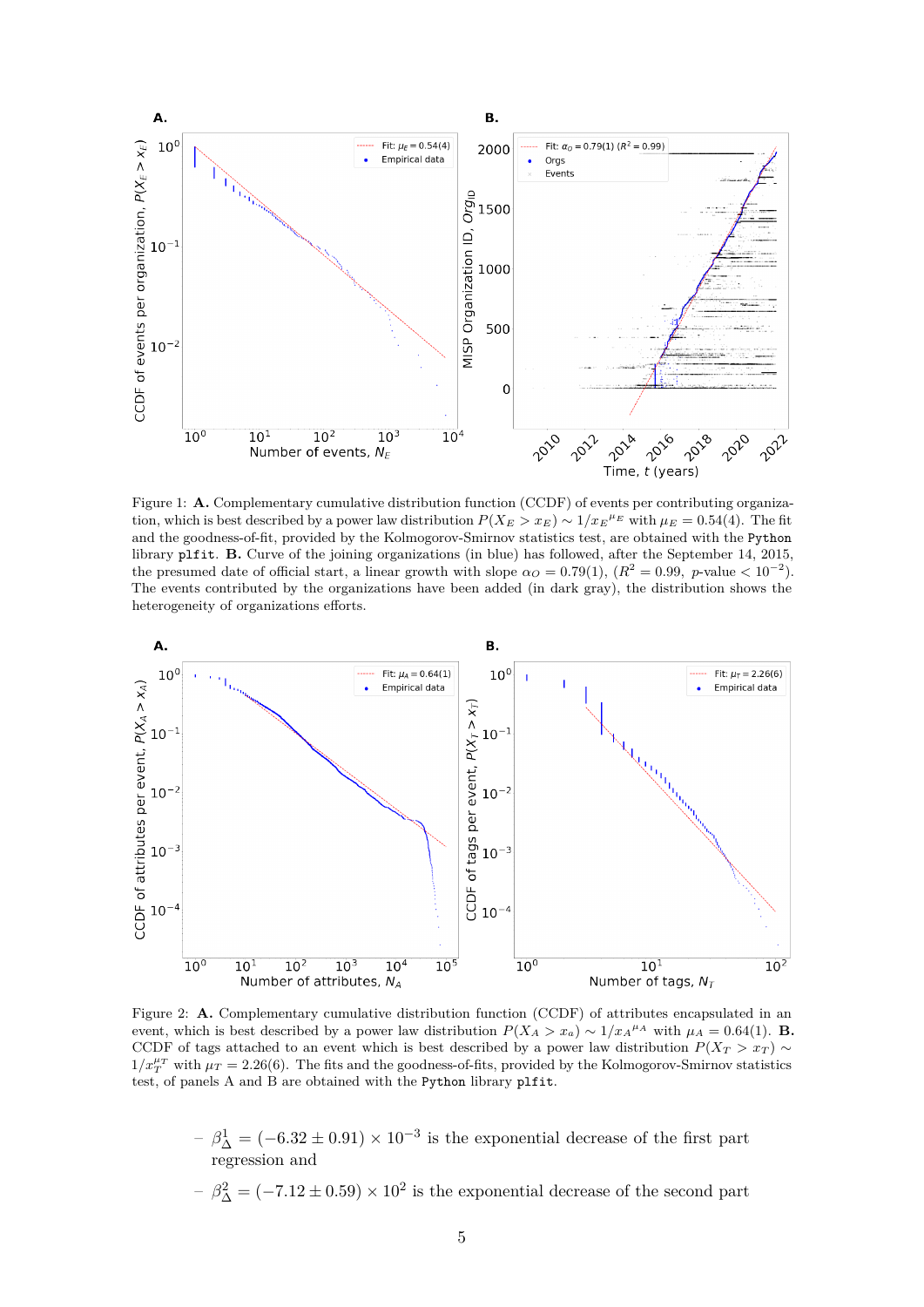Figure 1: **A.** Complementary cumulative distribution function (CCDF) of events per contributing organization, which is best described by a power law distribution $P(X_E > x_E) \sim 1/{x_E}^{\mu_E}$ with $\mu_E = 0.54(4)$. The fit and the goodness-of-fit, provided by the Kolmogorov-Smirnov statistics test, are obtained with the `Python` library `plfit`. **B.** Curve of the joining organizations (in blue) has followed, after the September 14, 2015, the presumed date of official start, a linear growth with slope $\alpha_O = 0.79(1)$, ($R^2 = 0.99$, $p$-value $< 10^{-2}$). The events contributed by the organizations have been added (in dark gray), the distribution shows the heterogeneity of organizations efforts.

Figure 2: **A.** Complementary cumulative distribution function (CCDF) of attributes encapsulated in an event, which is best described by a power law distribution $P(X_A > x_a) \sim 1/{x_A}^{\mu_A}$ with $\mu_A = 0.64(1)$. **B.** CCDF of tags attached to an event which is best described by a power law distribution $P(X_T > x_T) \sim 1/x_T^{\mu_T}$ with $\mu_T = 2.26(6)$. The fits and the goodness-of-fits, provided by the Kolmogorov-Smirnov statistics test, of panels A and B are obtained with the `Python` library `plfit`.

- $\beta_\Delta^1 = (-6.32 \pm 0.91) \times 10^{-3}$ is the exponential decrease of the first part regression and
- $\beta_\Delta^2 = (-7.12 \pm 0.59) \times 10^{2}$ is the exponential decrease of the second part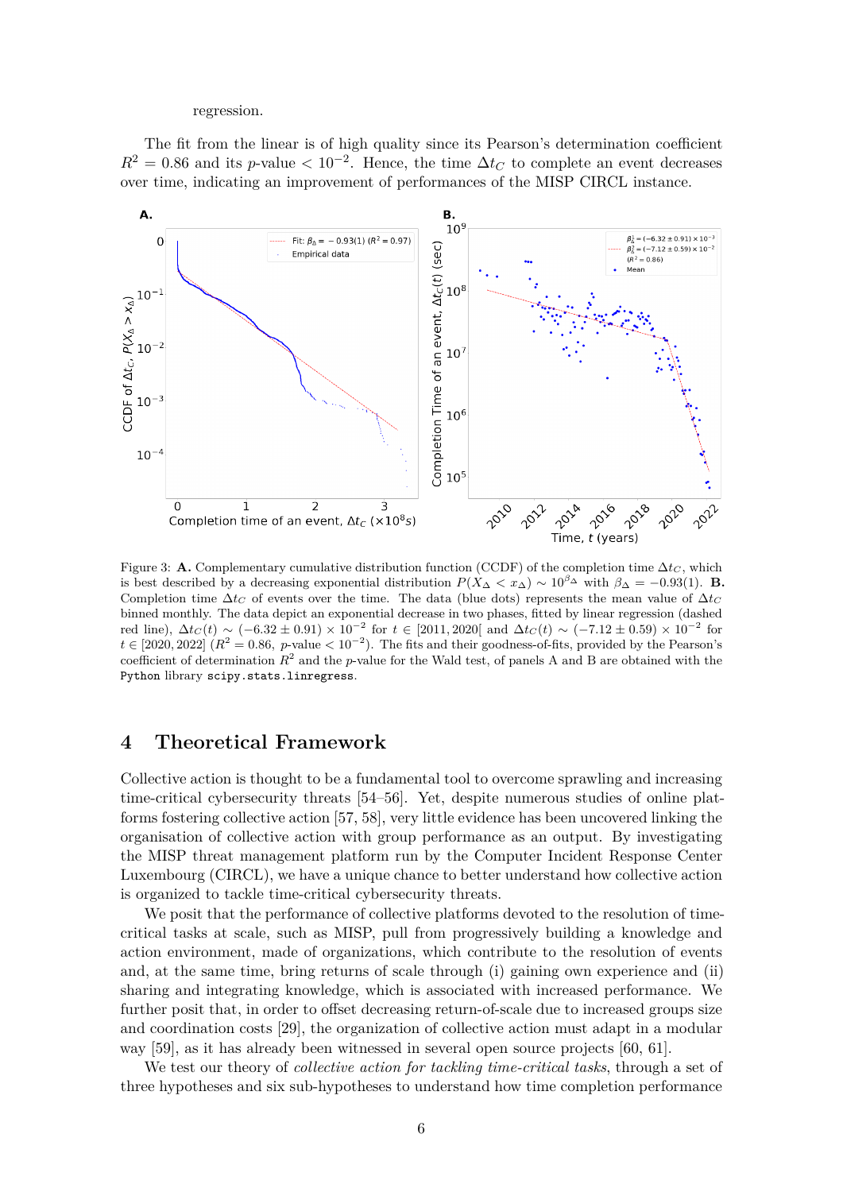regression.

The fit from the linear is of high quality since its Pearson's determination coefficient $R^2 = 0.86$ and its $p$-value $< 10^{-2}$. Hence, the time $\Delta t_C$ to complete an event decreases over time, indicating an improvement of performances of the MISP CIRCL instance.

Figure 3: **A.** Complementary cumulative distribution function (CCDF) of the completion time $\Delta t_C$, which is best described by a decreasing exponential distribution $P(X_\Delta < x_\Delta) \sim 10^{\beta_\Delta}$ with $\beta_\Delta = -0.93(1)$. **B.** Completion time $\Delta t_C$ of events over the time. The data (blue dots) represents the mean value of $\Delta t_C$ binned monthly. The data depict an exponential decrease in two phases, fitted by linear regression (dashed red line), $\Delta t_C(t) \sim (-6.32 \pm 0.91) \times 10^{-2}$ for $t \in [2011, 2020[$ and $\Delta t_C(t) \sim (-7.12 \pm 0.59) \times 10^{-2}$ for $t \in [2020, 2022]$ ($R^2 = 0.86$, $p$-value $< 10^{-2}$). The fits and their goodness-of-fits, provided by the Pearson's coefficient of determination $R^2$ and the $p$-value for the Wald test, of panels A and B are obtained with the Python library scipy.stats.linregress.

# 4 Theoretical Framework

Collective action is thought to be a fundamental tool to overcome sprawling and increasing time-critical cybersecurity threats [54–56]. Yet, despite numerous studies of online platforms fostering collective action [57, 58], very little evidence has been uncovered linking the organisation of collective action with group performance as an output. By investigating the MISP threat management platform run by the Computer Incident Response Center Luxembourg (CIRCL), we have a unique chance to better understand how collective action is organized to tackle time-critical cybersecurity threats.

We posit that the performance of collective platforms devoted to the resolution of time-critical tasks at scale, such as MISP, pull from progressively building a knowledge and action environment, made of organizations, which contribute to the resolution of events and, at the same time, bring returns of scale through (i) gaining own experience and (ii) sharing and integrating knowledge, which is associated with increased performance. We further posit that, in order to offset decreasing return-of-scale due to increased groups size and coordination costs [29], the organization of collective action must adapt in a modular way [59], as it has already been witnessed in several open source projects [60, 61].

We test our theory of *collective action for tackling time-critical tasks*, through a set of three hypotheses and six sub-hypotheses to understand how time completion performance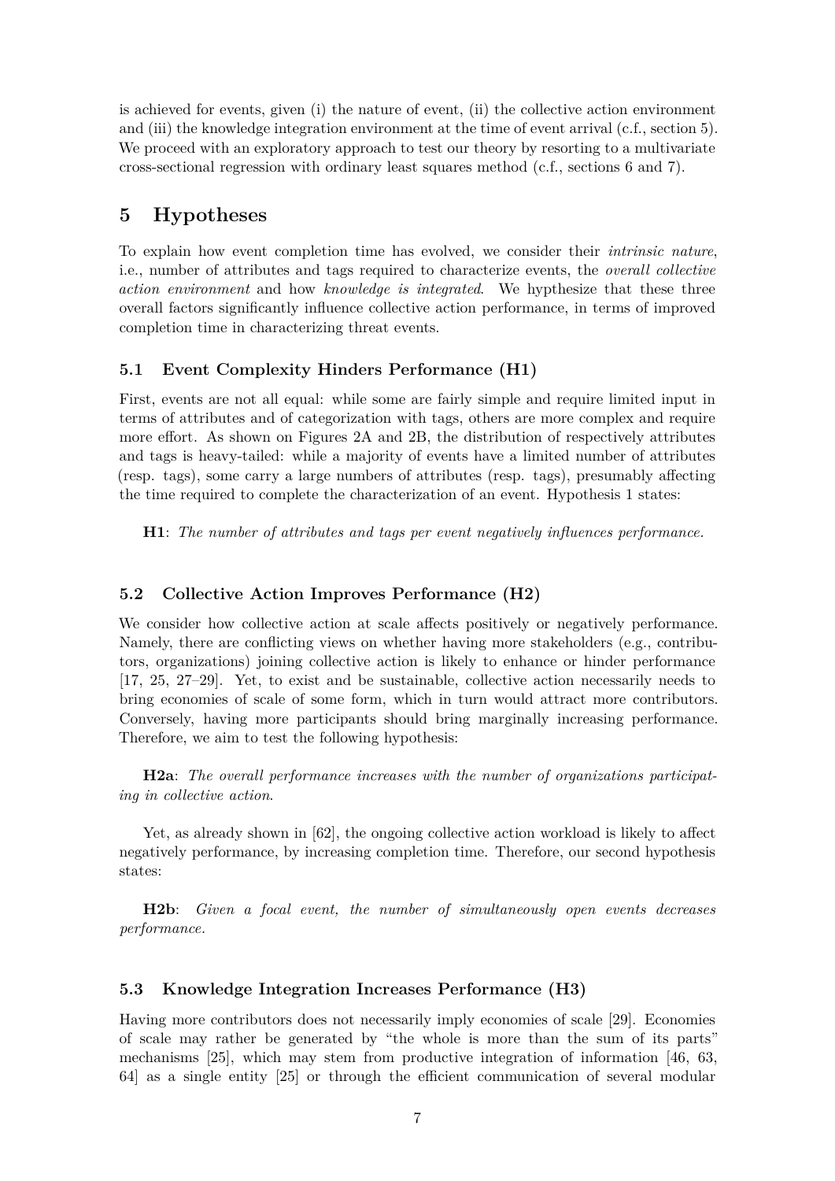is achieved for events, given (i) the nature of event, (ii) the collective action environment and (iii) the knowledge integration environment at the time of event arrival (c.f., section 5). We proceed with an exploratory approach to test our theory by resorting to a multivariate cross-sectional regression with ordinary least squares method (c.f., sections 6 and 7).

## 5 Hypotheses

To explain how event completion time has evolved, we consider their *intrinsic nature*, i.e., number of attributes and tags required to characterize events, the *overall collective action environment* and how *knowledge is integrated*. We hypthesize that these three overall factors significantly influence collective action performance, in terms of improved completion time in characterizing threat events.

### 5.1 Event Complexity Hinders Performance (H1)

First, events are not all equal: while some are fairly simple and require limited input in terms of attributes and of categorization with tags, others are more complex and require more effort. As shown on Figures 2A and 2B, the distribution of respectively attributes and tags is heavy-tailed: while a majority of events have a limited number of attributes (resp. tags), some carry a large numbers of attributes (resp. tags), presumably affecting the time required to complete the characterization of an event. Hypothesis 1 states:

**H1**: *The number of attributes and tags per event negatively influences performance.*

### 5.2 Collective Action Improves Performance (H2)

We consider how collective action at scale affects positively or negatively performance. Namely, there are conflicting views on whether having more stakeholders (e.g., contributors, organizations) joining collective action is likely to enhance or hinder performance [17, 25, 27–29]. Yet, to exist and be sustainable, collective action necessarily needs to bring economies of scale of some form, which in turn would attract more contributors. Conversely, having more participants should bring marginally increasing performance. Therefore, we aim to test the following hypothesis:

**H2a**: *The overall performance increases with the number of organizations participating in collective action.*

Yet, as already shown in [62], the ongoing collective action workload is likely to affect negatively performance, by increasing completion time. Therefore, our second hypothesis states:

**H2b**: *Given a focal event, the number of simultaneously open events decreases performance.*

### 5.3 Knowledge Integration Increases Performance (H3)

Having more contributors does not necessarily imply economies of scale [29]. Economies of scale may rather be generated by "the whole is more than the sum of its parts" mechanisms [25], which may stem from productive integration of information [46, 63, 64] as a single entity [25] or through the efficient communication of several modular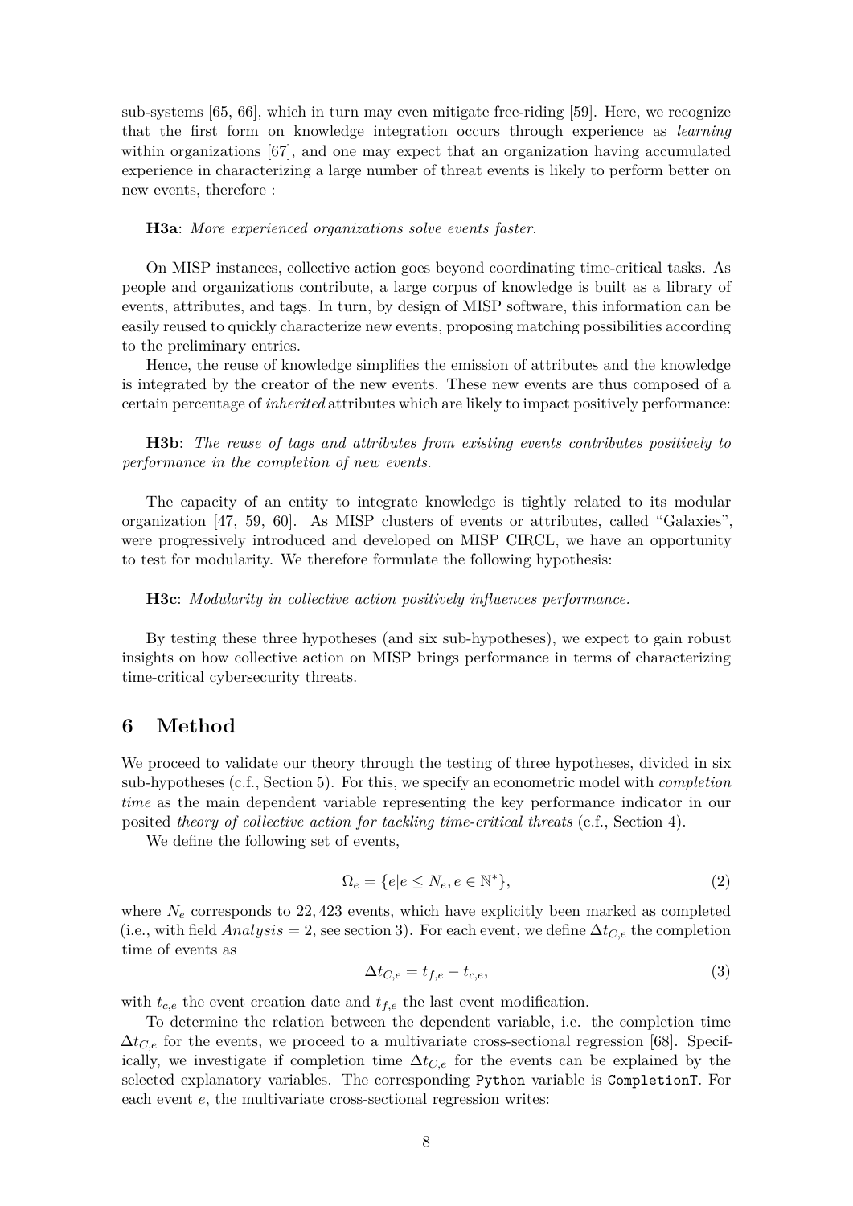sub-systems [65, 66], which in turn may even mitigate free-riding [59]. Here, we recognize that the first form on knowledge integration occurs through experience as *learning* within organizations [67], and one may expect that an organization having accumulated experience in characterizing a large number of threat events is likely to perform better on new events, therefore :

**H3a**: *More experienced organizations solve events faster.*

On MISP instances, collective action goes beyond coordinating time-critical tasks. As people and organizations contribute, a large corpus of knowledge is built as a library of events, attributes, and tags. In turn, by design of MISP software, this information can be easily reused to quickly characterize new events, proposing matching possibilities according to the preliminary entries.

Hence, the reuse of knowledge simplifies the emission of attributes and the knowledge is integrated by the creator of the new events. These new events are thus composed of a certain percentage of *inherited* attributes which are likely to impact positively performance:

**H3b**: *The reuse of tags and attributes from existing events contributes positively to performance in the completion of new events.*

The capacity of an entity to integrate knowledge is tightly related to its modular organization [47, 59, 60]. As MISP clusters of events or attributes, called "Galaxies", were progressively introduced and developed on MISP CIRCL, we have an opportunity to test for modularity. We therefore formulate the following hypothesis:

**H3c**: *Modularity in collective action positively influences performance.*

By testing these three hypotheses (and six sub-hypotheses), we expect to gain robust insights on how collective action on MISP brings performance in terms of characterizing time-critical cybersecurity threats.

# 6 Method

We proceed to validate our theory through the testing of three hypotheses, divided in six sub-hypotheses (c.f., Section 5). For this, we specify an econometric model with *completion time* as the main dependent variable representing the key performance indicator in our posited *theory of collective action for tackling time-critical threats* (c.f., Section 4).

We define the following set of events,

$$\Omega_e = \{e | e \leq N_e, e \in \mathbb{N}^*\}, \tag{2}$$

where $N_e$ corresponds to 22,423 events, which have explicitly been marked as completed (i.e., with field $Analysis = 2$, see section 3). For each event, we define $\Delta t_{C,e}$ the completion time of events as

$$\Delta t_{C,e} = t_{f,e} - t_{c,e}, \tag{3}$$

with $t_{c,e}$ the event creation date and $t_{f,e}$ the last event modification.

To determine the relation between the dependent variable, i.e. the completion time $\Delta t_{C,e}$ for the events, we proceed to a multivariate cross-sectional regression [68]. Specifically, we investigate if completion time $\Delta t_{C,e}$ for the events can be explained by the selected explanatory variables. The corresponding `Python` variable is `CompletionT`. For each event $e$, the multivariate cross-sectional regression writes: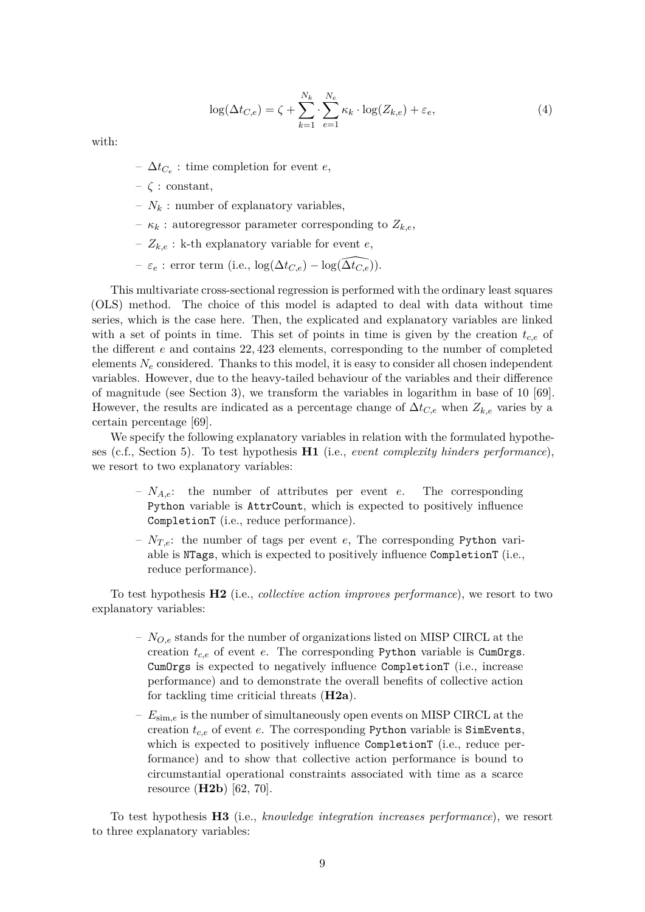$$\log(\Delta t_{C,e}) = \zeta + \sum_{k=1}^{N_k} \cdot \sum_{e=1}^{N_e} \kappa_k \cdot \log(Z_{k,e}) + \varepsilon_e, \tag{4}$$

with:

- $\Delta t_{C_e}$ : time completion for event $e$,
- $\zeta$ : constant,
- $N_k$ : number of explanatory variables,
- $\kappa_k$ : autoregressor parameter corresponding to $Z_{k,e}$,
- $Z_{k,e}$ : k-th explanatory variable for event $e$,
- $\varepsilon_e$ : error term (i.e., $\log(\Delta t_{C,e}) - \log(\widehat{\Delta t_{C,e}})$).

This multivariate cross-sectional regression is performed with the ordinary least squares (OLS) method. The choice of this model is adapted to deal with data without time series, which is the case here. Then, the explicated and explanatory variables are linked with a set of points in time. This set of points in time is given by the creation $t_{c,e}$ of the different $e$ and contains 22,423 elements, corresponding to the number of completed elements $N_e$ considered. Thanks to this model, it is easy to consider all chosen independent variables. However, due to the heavy-tailed behaviour of the variables and their difference of magnitude (see Section 3), we transform the variables in logarithm in base of 10 [69]. However, the results are indicated as a percentage change of $\Delta t_{C,e}$ when $Z_{k,e}$ varies by a certain percentage [69].

We specify the following explanatory variables in relation with the formulated hypotheses (c.f., Section 5). To test hypothesis **H1** (i.e., *event complexity hinders performance*), we resort to two explanatory variables:

- $N_{A,e}$: the number of attributes per event $e$. The corresponding `Python` variable is `AttrCount`, which is expected to positively influence `CompletionT` (i.e., reduce performance).
- $N_{T,e}$: the number of tags per event $e$, The corresponding `Python` variable is `NTags`, which is expected to positively influence `CompletionT` (i.e., reduce performance).

To test hypothesis **H2** (i.e., *collective action improves performance*), we resort to two explanatory variables:

- $N_{O,e}$ stands for the number of organizations listed on MISP CIRCL at the creation $t_{c,e}$ of event $e$. The corresponding `Python` variable is `CumOrgs`. `CumOrgs` is expected to negatively influence `CompletionT` (i.e., increase performance) and to demonstrate the overall benefits of collective action for tackling time criticial threats (**H2a**).
- $E_{\text{sim},e}$ is the number of simultaneously open events on MISP CIRCL at the creation $t_{c,e}$ of event $e$. The corresponding `Python` variable is `SimEvents`, which is expected to positively influence `CompletionT` (i.e., reduce performance) and to show that collective action performance is bound to circumstantial operational constraints associated with time as a scarce resource (**H2b**) [62, 70].

To test hypothesis **H3** (i.e., *knowledge integration increases performance*), we resort to three explanatory variables: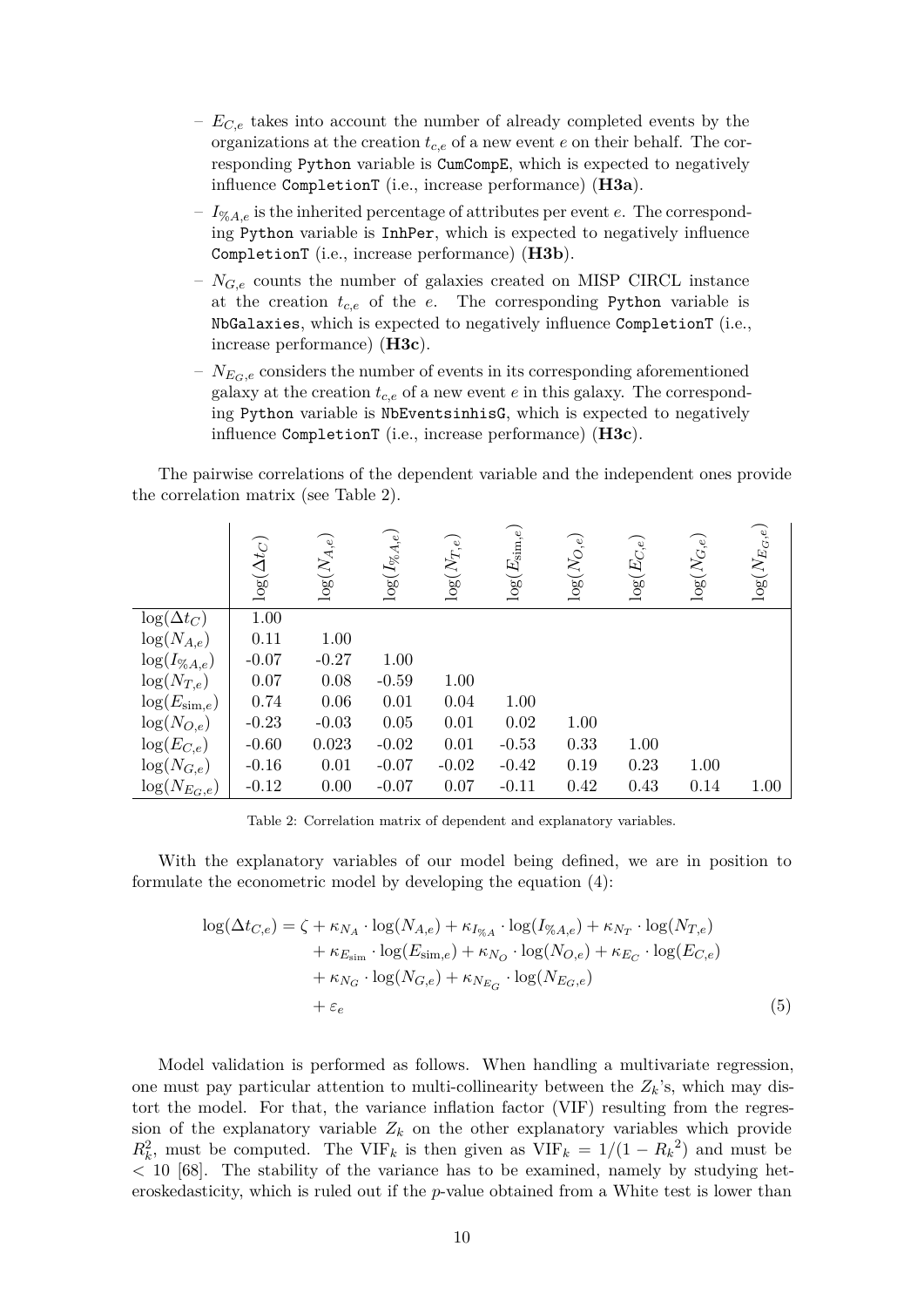- $E_{C,e}$ takes into account the number of already completed events by the organizations at the creation $t_{c,e}$ of a new event $e$ on their behalf. The corresponding `Python` variable is `CumCompE`, which is expected to negatively influence `CompletionT` (i.e., increase performance) (**H3a**).
- $I_{\%A,e}$ is the inherited percentage of attributes per event $e$. The corresponding `Python` variable is `InhPer`, which is expected to negatively influence `CompletionT` (i.e., increase performance) (**H3b**).
- $N_{G,e}$ counts the number of galaxies created on MISP CIRCL instance at the creation $t_{c,e}$ of the $e$. The corresponding `Python` variable is `NbGalaxies`, which is expected to negatively influence `CompletionT` (i.e., increase performance) (**H3c**).
- $N_{E_G,e}$ considers the number of events in its corresponding aforementioned galaxy at the creation $t_{c,e}$ of a new event $e$ in this galaxy. The corresponding `Python` variable is `NbEventsinhisG`, which is expected to negatively influence `CompletionT` (i.e., increase performance) (**H3c**).

The pairwise correlations of the dependent variable and the independent ones provide the correlation matrix (see Table 2).

| | $\log(\Delta t_C)$ | $\log(N_{A,e})$ | $\log(I_{\%A,e})$ | $\log(N_{T,e})$ | $\log(E_{\text{sim},e})$ | $\log(N_{O,e})$ | $\log(E_{C,e})$ | $\log(N_{G,e})$ | $\log(N_{E_G,e})$ |
|---|---|---|---|---|---|---|---|---|---|
| $\log(\Delta t_C)$ | 1.00 | | | | | | | | |
| $\log(N_{A,e})$ | 0.11 | 1.00 | | | | | | | |
| $\log(I_{\%A,e})$ | -0.07 | -0.27 | 1.00 | | | | | | |
| $\log(N_{T,e})$ | 0.07 | 0.08 | -0.59 | 1.00 | | | | | |
| $\log(E_{\text{sim},e})$ | 0.74 | 0.06 | 0.01 | 0.04 | 1.00 | | | | |
| $\log(N_{O,e})$ | -0.23 | -0.03 | 0.05 | 0.01 | 0.02 | 1.00 | | | |
| $\log(E_{C,e})$ | -0.60 | 0.023 | -0.02 | 0.01 | -0.53 | 0.33 | 1.00 | | |
| $\log(N_{G,e})$ | -0.16 | 0.01 | -0.07 | -0.02 | -0.42 | 0.19 | 0.23 | 1.00 | |
| $\log(N_{E_G,e})$ | -0.12 | 0.00 | -0.07 | 0.07 | -0.11 | 0.42 | 0.43 | 0.14 | 1.00 |

Table 2: Correlation matrix of dependent and explanatory variables.

With the explanatory variables of our model being defined, we are in position to formulate the econometric model by developing the equation (4):

$$
\begin{aligned}
\log(\Delta t_{C,e}) = \zeta &+ \kappa_{N_A} \cdot \log(N_{A,e}) + \kappa_{I_{\%A}} \cdot \log(I_{\%A,e}) + \kappa_{N_T} \cdot \log(N_{T,e}) \\
&+ \kappa_{E_{\text{sim}}} \cdot \log(E_{\text{sim},e}) + \kappa_{N_O} \cdot \log(N_{O,e}) + \kappa_{E_C} \cdot \log(E_{C,e}) \\
&+ \kappa_{N_G} \cdot \log(N_{G,e}) + \kappa_{N_{E_G}} \cdot \log(N_{E_G,e}) \\
&+ \varepsilon_e
\end{aligned} \tag{5}
$$

Model validation is performed as follows. When handling a multivariate regression, one must pay particular attention to multi-collinearity between the $Z_k$'s, which may distort the model. For that, the variance inflation factor (VIF) resulting from the regression of the explanatory variable $Z_k$ on the other explanatory variables which provide $R_k^2$, must be computed. The $\text{VIF}_k$ is then given as $\text{VIF}_k = 1/(1 - {R_k}^2)$ and must be $< 10$ [68]. The stability of the variance has to be examined, namely by studying heteroskedasticity, which is ruled out if the $p$-value obtained from a White test is lower than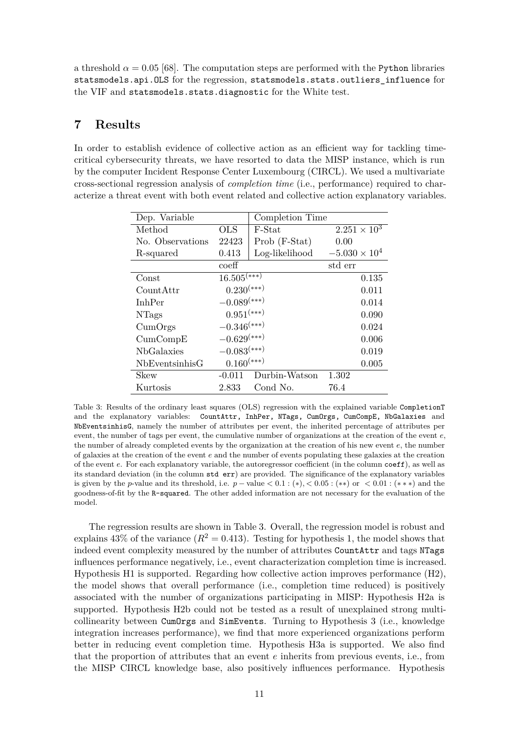a threshold $\alpha = 0.05$ [68]. The computation steps are performed with the Python libraries `statsmodels.api.OLS` for the regression, `statsmodels.stats.outliers_influence` for the VIF and `statsmodels.stats.diagnostic` for the White test.

## 7 Results

In order to establish evidence of collective action as an efficient way for tackling time-critical cybersecurity threats, we have resorted to data the MISP instance, which is run by the computer Incident Response Center Luxembourg (CIRCL). We used a multivariate cross-sectional regression analysis of *completion time* (i.e., performance) required to characterize a threat event with both event related and collective action explanatory variables.

| Dep. Variable | | Completion Time | |
|---|---|---|---|
| Method | OLS | F-Stat | $2.251 \times 10^3$ |
| No. Observations | 22423 | Prob (F-Stat) | 0.00 |
| R-squared | 0.413 | Log-likelihood | $-5.030 \times 10^4$ |
| | coeff | | std err |
| Const | $16.505^{(***)}$ | | 0.135 |
| CountAttr | $0.230^{(***)}$ | | 0.011 |
| InhPer | $-0.089^{(***)}$ | | 0.014 |
| NTags | $0.951^{(***)}$ | | 0.090 |
| CumOrgs | $-0.346^{(***)}$ | | 0.024 |
| CumCompE | $-0.629^{(***)}$ | | 0.006 |
| NbGalaxies | $-0.083^{(***)}$ | | 0.019 |
| NbEventsinhisG | $0.160^{(***)}$ | | 0.005 |
| Skew | -0.011 | Durbin-Watson | 1.302 |
| Kurtosis | 2.833 | Cond No. | 76.4 |

Table 3: Results of the ordinary least squares (OLS) regression with the explained variable `CompletionT` and the explanatory variables: `CountAttr, InhPer, NTags, CumOrgs, CumCompE, NbGalaxies` and `NbEventsinhisG`, namely the number of attributes per event, the inherited percentage of attributes per event, the number of tags per event, the cumulative number of organizations at the creation of the event $e$, the number of already completed events by the organization at the creation of his new event $e$, the number of galaxies at the creation of the event $e$ and the number of events populating these galaxies at the creation of the event $e$. For each explanatory variable, the autoregressor coefficient (in the column `coeff`), as well as its standard deviation (in the column `std err`) are provided. The significance of the explanatory variables is given by the $p$-value and its threshold, i.e. $p-\text{value} < 0.1 : (*), < 0.05 : (**)$ or $< 0.01 : (***)$ and the goodness-of-fit by the `R-squared`. The other added information are not necessary for the evaluation of the model.

The regression results are shown in Table 3. Overall, the regression model is robust and explains 43% of the variance ($R^2 = 0.413$). Testing for hypothesis 1, the model shows that indeed event complexity measured by the number of attributes `CountAttr` and tags `NTags` influences performance negatively, i.e., event characterization completion time is increased. Hypothesis H1 is supported. Regarding how collective action improves performance (H2), the model shows that overall performance (i.e., completion time reduced) is positively associated with the number of organizations participating in MISP: Hypothesis H2a is supported. Hypothesis H2b could not be tested as a result of unexplained strong multicollinearity between `CumOrgs` and `SimEvents`. Turning to Hypothesis 3 (i.e., knowledge integration increases performance), we find that more experienced organizations perform better in reducing event completion time. Hypothesis H3a is supported. We also find that the proportion of attributes that an event $e$ inherits from previous events, i.e., from the MISP CIRCL knowledge base, also positively influences performance. Hypothesis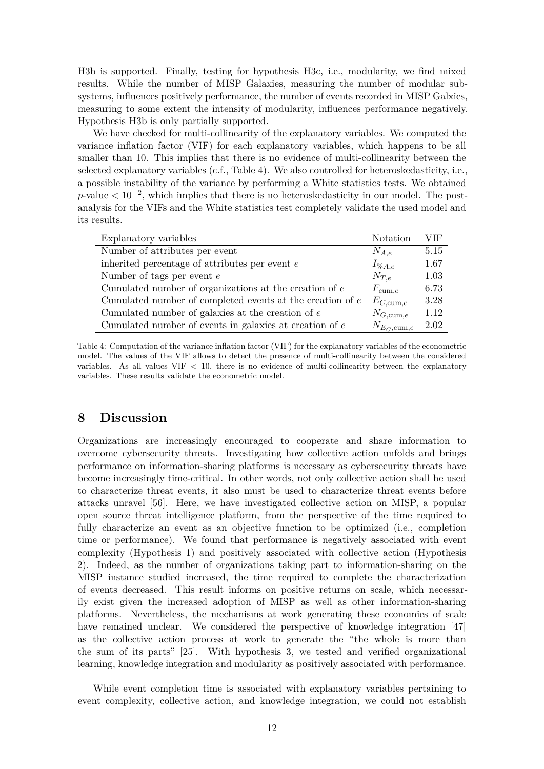H3b is supported. Finally, testing for hypothesis H3c, i.e., modularity, we find mixed results. While the number of MISP Galaxies, measuring the number of modular subsystems, influences positively performance, the number of events recorded in MISP Galxies, measuring to some extent the intensity of modularity, influences performance negatively. Hypothesis H3b is only partially supported.

We have checked for multi-collinearity of the explanatory variables. We computed the variance inflation factor (VIF) for each explanatory variables, which happens to be all smaller than 10. This implies that there is no evidence of multi-collinearity between the selected explanatory variables (c.f., Table 4). We also controlled for heteroskedasticity, i.e., a possible instability of the variance by performing a White statistics tests. We obtained $p$-value $< 10^{-2}$, which implies that there is no heteroskedasticity in our model. The post-analysis for the VIFs and the White statistics test completely validate the used model and its results.

| Explanatory variables | Notation | VIF |
|---|---|---|
| Number of attributes per event | $N_{A,e}$ | 5.15 |
| inherited percentage of attributes per event $e$ | $I_{\%A,e}$ | 1.67 |
| Number of tags per event $e$ | $N_{T,e}$ | 1.03 |
| Cumulated number of organizations at the creation of $e$ | $F_{\text{cum},e}$ | 6.73 |
| Cumulated number of completed events at the creation of $e$ | $E_{C,\text{cum},e}$ | 3.28 |
| Cumulated number of galaxies at the creation of $e$ | $N_{G,\text{cum},e}$ | 1.12 |
| Cumulated number of events in galaxies at creation of $e$ | $N_{E_G,\text{cum},e}$ | 2.02 |

Table 4: Computation of the variance inflation factor (VIF) for the explanatory variables of the econometric model. The values of the VIF allows to detect the presence of multi-collinearity between the considered variables. As all values VIF $< 10$, there is no evidence of multi-collinearity between the explanatory variables. These results validate the econometric model.

# 8 Discussion

Organizations are increasingly encouraged to cooperate and share information to overcome cybersecurity threats. Investigating how collective action unfolds and brings performance on information-sharing platforms is necessary as cybersecurity threats have become increasingly time-critical. In other words, not only collective action shall be used to characterize threat events, it also must be used to characterize threat events before attacks unravel [56]. Here, we have investigated collective action on MISP, a popular open source threat intelligence platform, from the perspective of the time required to fully characterize an event as an objective function to be optimized (i.e., completion time or performance). We found that performance is negatively associated with event complexity (Hypothesis 1) and positively associated with collective action (Hypothesis 2). Indeed, as the number of organizations taking part to information-sharing on the MISP instance studied increased, the time required to complete the characterization of events decreased. This result informs on positive returns on scale, which necessarily exist given the increased adoption of MISP as well as other information-sharing platforms. Nevertheless, the mechanisms at work generating these economies of scale have remained unclear. We considered the perspective of knowledge integration [47] as the collective action process at work to generate the "the whole is more than the sum of its parts" [25]. With hypothesis 3, we tested and verified organizational learning, knowledge integration and modularity as positively associated with performance.

While event completion time is associated with explanatory variables pertaining to event complexity, collective action, and knowledge integration, we could not establish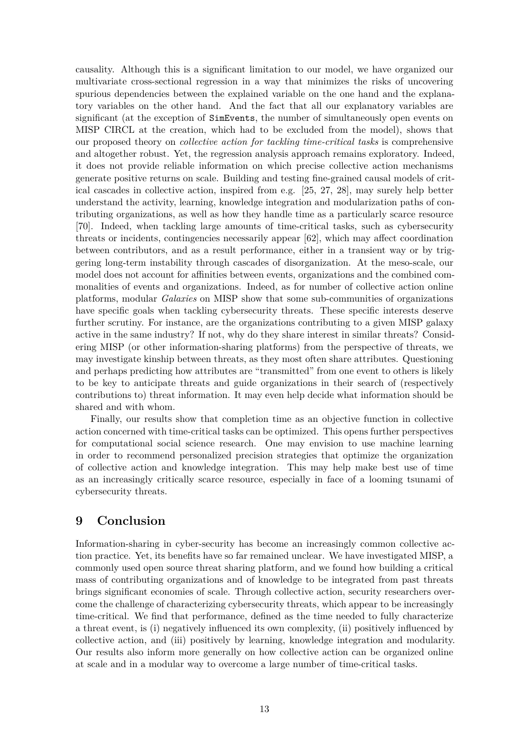causality. Although this is a significant limitation to our model, we have organized our multivariate cross-sectional regression in a way that minimizes the risks of uncovering spurious dependencies between the explained variable on the one hand and the explanatory variables on the other hand. And the fact that all our explanatory variables are significant (at the exception of `SimEvents`, the number of simultaneously open events on MISP CIRCL at the creation, which had to be excluded from the model), shows that our proposed theory on *collective action for tackling time-critical tasks* is comprehensive and altogether robust. Yet, the regression analysis approach remains exploratory. Indeed, it does not provide reliable information on which precise collective action mechanisms generate positive returns on scale. Building and testing fine-grained causal models of critical cascades in collective action, inspired from e.g. [25, 27, 28], may surely help better understand the activity, learning, knowledge integration and modularization paths of contributing organizations, as well as how they handle time as a particularly scarce resource [70]. Indeed, when tackling large amounts of time-critical tasks, such as cybersecurity threats or incidents, contingencies necessarily appear [62], which may affect coordination between contributors, and as a result performance, either in a transient way or by triggering long-term instability through cascades of disorganization. At the meso-scale, our model does not account for affinities between events, organizations and the combined commonalities of events and organizations. Indeed, as for number of collective action online platforms, modular *Galaxies* on MISP show that some sub-communities of organizations have specific goals when tackling cybersecurity threats. These specific interests deserve further scrutiny. For instance, are the organizations contributing to a given MISP galaxy active in the same industry? If not, why do they share interest in similar threats? Considering MISP (or other information-sharing platforms) from the perspective of threats, we may investigate kinship between threats, as they most often share attributes. Questioning and perhaps predicting how attributes are "transmitted" from one event to others is likely to be key to anticipate threats and guide organizations in their search of (respectively contributions to) threat information. It may even help decide what information should be shared and with whom.

Finally, our results show that completion time as an objective function in collective action concerned with time-critical tasks can be optimized. This opens further perspectives for computational social science research. One may envision to use machine learning in order to recommend personalized precision strategies that optimize the organization of collective action and knowledge integration. This may help make best use of time as an increasingly critically scarce resource, especially in face of a looming tsunami of cybersecurity threats.

## 9 Conclusion

Information-sharing in cyber-security has become an increasingly common collective action practice. Yet, its benefits have so far remained unclear. We have investigated MISP, a commonly used open source threat sharing platform, and we found how building a critical mass of contributing organizations and of knowledge to be integrated from past threats brings significant economies of scale. Through collective action, security researchers overcome the challenge of characterizing cybersecurity threats, which appear to be increasingly time-critical. We find that performance, defined as the time needed to fully characterize a threat event, is (i) negatively influenced its own complexity, (ii) positively influenced by collective action, and (iii) positively by learning, knowledge integration and modularity. Our results also inform more generally on how collective action can be organized online at scale and in a modular way to overcome a large number of time-critical tasks.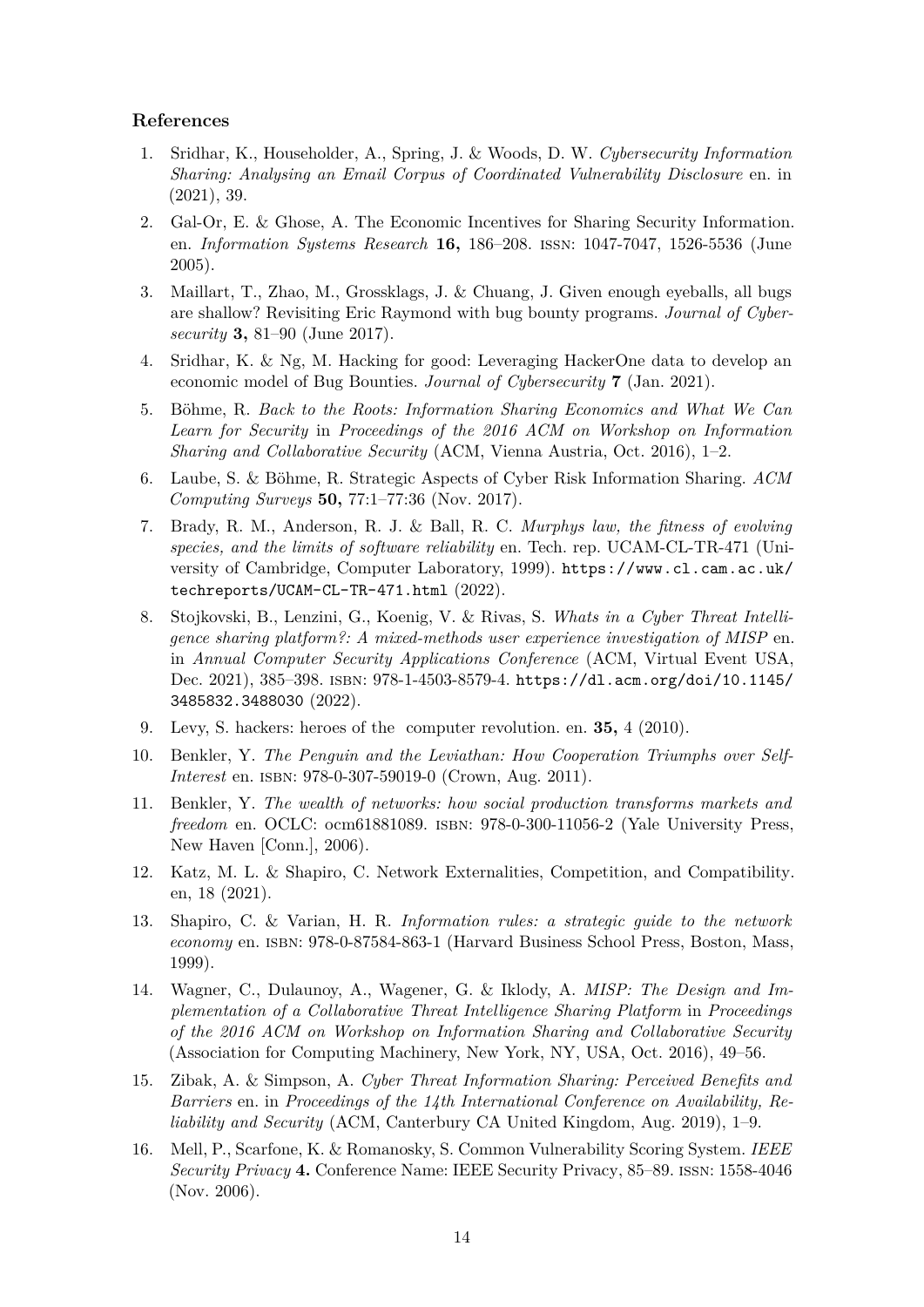## References

1. Sridhar, K., Householder, A., Spring, J. & Woods, D. W. *Cybersecurity Information Sharing: Analysing an Email Corpus of Coordinated Vulnerability Disclosure* en. in (2021), 39.
2. Gal-Or, E. & Ghose, A. The Economic Incentives for Sharing Security Information. en. *Information Systems Research* **16,** 186–208. ISSN: 1047-7047, 1526-5536 (June 2005).
3. Maillart, T., Zhao, M., Grossklags, J. & Chuang, J. Given enough eyeballs, all bugs are shallow? Revisiting Eric Raymond with bug bounty programs. *Journal of Cybersecurity* **3,** 81–90 (June 2017).
4. Sridhar, K. & Ng, M. Hacking for good: Leveraging HackerOne data to develop an economic model of Bug Bounties. *Journal of Cybersecurity* **7** (Jan. 2021).
5. Böhme, R. *Back to the Roots: Information Sharing Economics and What We Can Learn for Security* in *Proceedings of the 2016 ACM on Workshop on Information Sharing and Collaborative Security* (ACM, Vienna Austria, Oct. 2016), 1–2.
6. Laube, S. & Böhme, R. Strategic Aspects of Cyber Risk Information Sharing. *ACM Computing Surveys* **50,** 77:1–77:36 (Nov. 2017).
7. Brady, R. M., Anderson, R. J. & Ball, R. C. *Murphys law, the fitness of evolving species, and the limits of software reliability* en. Tech. rep. UCAM-CL-TR-471 (University of Cambridge, Computer Laboratory, 1999). https://www.cl.cam.ac.uk/techreports/UCAM-CL-TR-471.html (2022).
8. Stojkovski, B., Lenzini, G., Koenig, V. & Rivas, S. *Whats in a Cyber Threat Intelligence sharing platform?: A mixed-methods user experience investigation of MISP* en. in *Annual Computer Security Applications Conference* (ACM, Virtual Event USA, Dec. 2021), 385–398. ISBN: 978-1-4503-8579-4. https://dl.acm.org/doi/10.1145/3485832.3488030 (2022).
9. Levy, S. hackers: heroes of the computer revolution. en. **35,** 4 (2010).
10. Benkler, Y. *The Penguin and the Leviathan: How Cooperation Triumphs over Self-Interest* en. ISBN: 978-0-307-59019-0 (Crown, Aug. 2011).
11. Benkler, Y. *The wealth of networks: how social production transforms markets and freedom* en. OCLC: ocm61881089. ISBN: 978-0-300-11056-2 (Yale University Press, New Haven [Conn.], 2006).
12. Katz, M. L. & Shapiro, C. Network Externalities, Competition, and Compatibility. en, 18 (2021).
13. Shapiro, C. & Varian, H. R. *Information rules: a strategic guide to the network economy* en. ISBN: 978-0-87584-863-1 (Harvard Business School Press, Boston, Mass, 1999).
14. Wagner, C., Dulaunoy, A., Wagener, G. & Iklody, A. *MISP: The Design and Implementation of a Collaborative Threat Intelligence Sharing Platform* in *Proceedings of the 2016 ACM on Workshop on Information Sharing and Collaborative Security* (Association for Computing Machinery, New York, NY, USA, Oct. 2016), 49–56.
15. Zibak, A. & Simpson, A. *Cyber Threat Information Sharing: Perceived Benefits and Barriers* en. in *Proceedings of the 14th International Conference on Availability, Reliability and Security* (ACM, Canterbury CA United Kingdom, Aug. 2019), 1–9.
16. Mell, P., Scarfone, K. & Romanosky, S. Common Vulnerability Scoring System. *IEEE Security Privacy* **4.** Conference Name: IEEE Security Privacy, 85–89. ISSN: 1558-4046 (Nov. 2006).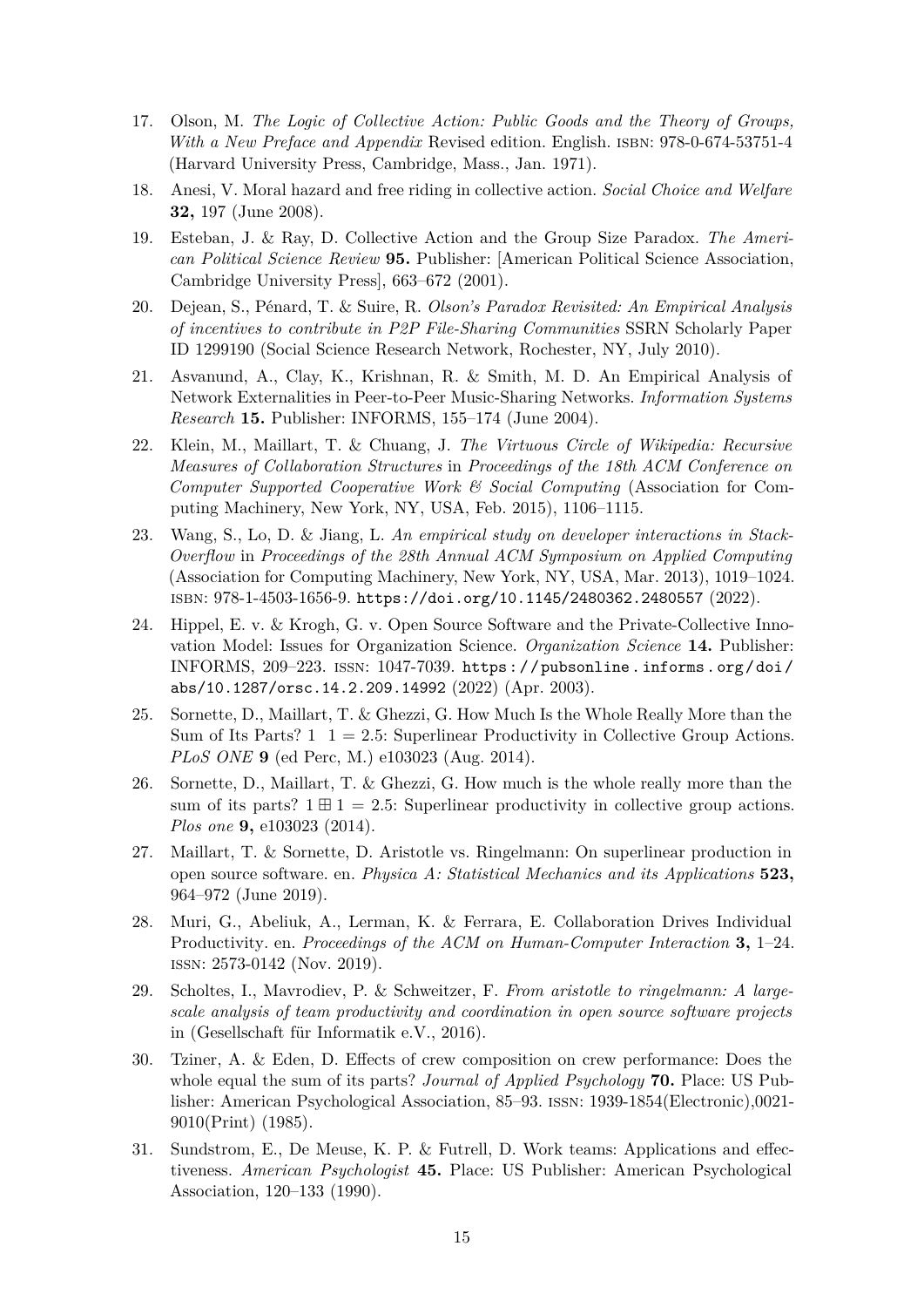17. Olson, M. *The Logic of Collective Action: Public Goods and the Theory of Groups, With a New Preface and Appendix* Revised edition. English. ISBN: 978-0-674-53751-4 (Harvard University Press, Cambridge, Mass., Jan. 1971).
18. Anesi, V. Moral hazard and free riding in collective action. *Social Choice and Welfare* **32,** 197 (June 2008).
19. Esteban, J. & Ray, D. Collective Action and the Group Size Paradox. *The American Political Science Review* **95.** Publisher: [American Political Science Association, Cambridge University Press], 663–672 (2001).
20. Dejean, S., Pénard, T. & Suire, R. *Olson's Paradox Revisited: An Empirical Analysis of incentives to contribute in P2P File-Sharing Communities* SSRN Scholarly Paper ID 1299190 (Social Science Research Network, Rochester, NY, July 2010).
21. Asvanund, A., Clay, K., Krishnan, R. & Smith, M. D. An Empirical Analysis of Network Externalities in Peer-to-Peer Music-Sharing Networks. *Information Systems Research* **15.** Publisher: INFORMS, 155–174 (June 2004).
22. Klein, M., Maillart, T. & Chuang, J. *The Virtuous Circle of Wikipedia: Recursive Measures of Collaboration Structures* in *Proceedings of the 18th ACM Conference on Computer Supported Cooperative Work & Social Computing* (Association for Computing Machinery, New York, NY, USA, Feb. 2015), 1106–1115.
23. Wang, S., Lo, D. & Jiang, L. *An empirical study on developer interactions in StackOverflow* in *Proceedings of the 28th Annual ACM Symposium on Applied Computing* (Association for Computing Machinery, New York, NY, USA, Mar. 2013), 1019–1024. ISBN: 978-1-4503-1656-9. `https://doi.org/10.1145/2480362.2480557` (2022).
24. Hippel, E. v. & Krogh, G. v. Open Source Software and the Private-Collective Innovation Model: Issues for Organization Science. *Organization Science* **14.** Publisher: INFORMS, 209–223. ISSN: 1047-7039. `https://pubsonline.informs.org/doi/abs/10.1287/orsc.14.2.209.14992` (2022) (Apr. 2003).
25. Sornette, D., Maillart, T. & Ghezzi, G. How Much Is the Whole Really More than the Sum of Its Parts? 1  1 = 2.5: Superlinear Productivity in Collective Group Actions. *PLoS ONE* **9** (ed Perc, M.) e103023 (Aug. 2014).
26. Sornette, D., Maillart, T. & Ghezzi, G. How much is the whole really more than the sum of its parts? $1 \boxplus 1 = 2.5$: Superlinear productivity in collective group actions. *Plos one* **9,** e103023 (2014).
27. Maillart, T. & Sornette, D. Aristotle vs. Ringelmann: On superlinear production in open source software. en. *Physica A: Statistical Mechanics and its Applications* **523,** 964–972 (June 2019).
28. Muri, G., Abeliuk, A., Lerman, K. & Ferrara, E. Collaboration Drives Individual Productivity. en. *Proceedings of the ACM on Human-Computer Interaction* **3,** 1–24. ISSN: 2573-0142 (Nov. 2019).
29. Scholtes, I., Mavrodiev, P. & Schweitzer, F. *From aristotle to ringelmann: A large-scale analysis of team productivity and coordination in open source software projects* in (Gesellschaft für Informatik e.V., 2016).
30. Tziner, A. & Eden, D. Effects of crew composition on crew performance: Does the whole equal the sum of its parts? *Journal of Applied Psychology* **70.** Place: US Publisher: American Psychological Association, 85–93. ISSN: 1939-1854(Electronic),0021-9010(Print) (1985).
31. Sundstrom, E., De Meuse, K. P. & Futrell, D. Work teams: Applications and effectiveness. *American Psychologist* **45.** Place: US Publisher: American Psychological Association, 120–133 (1990).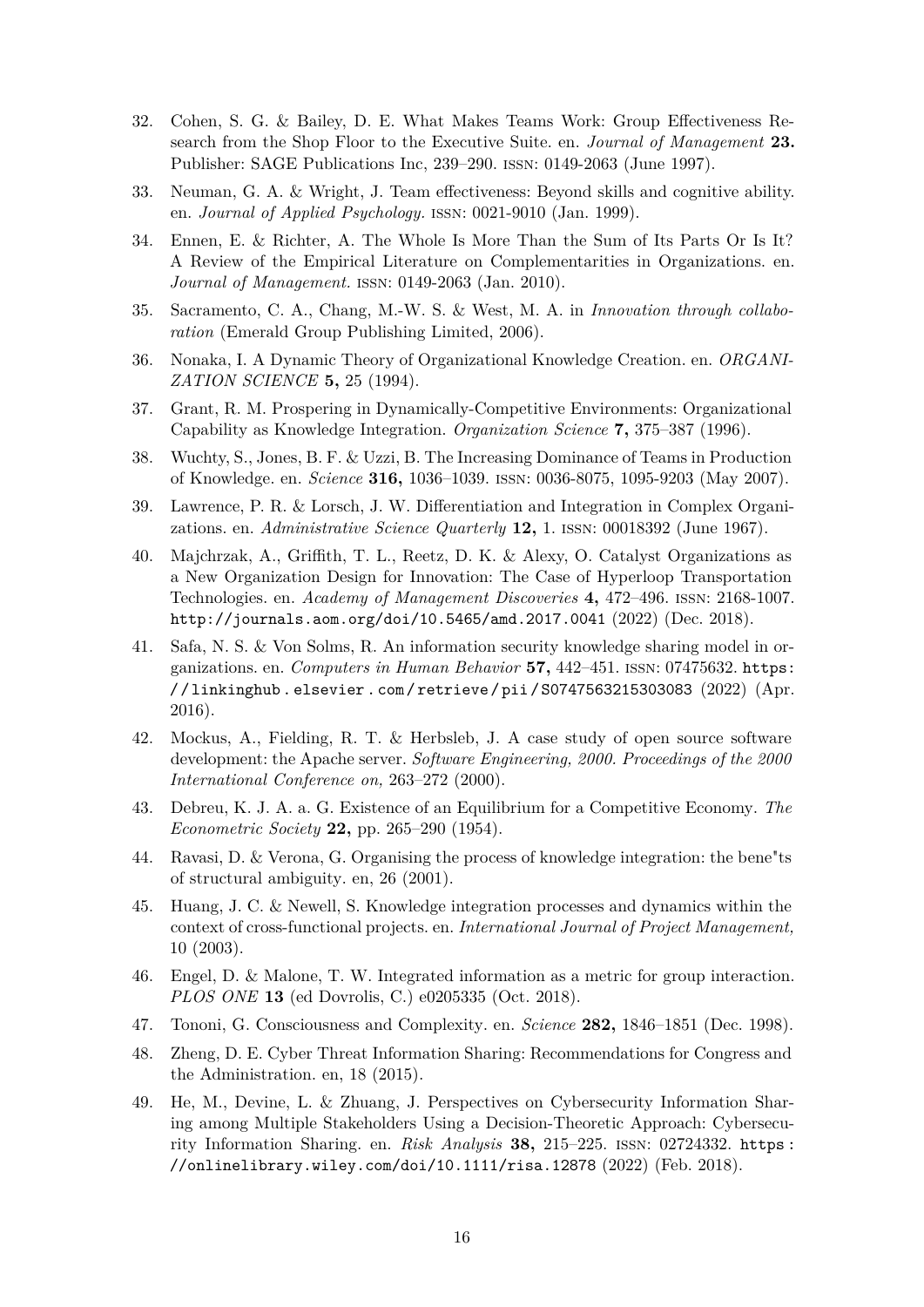32. Cohen, S. G. & Bailey, D. E. What Makes Teams Work: Group Effectiveness Research from the Shop Floor to the Executive Suite. en. *Journal of Management* **23.** Publisher: SAGE Publications Inc, 239–290. ISSN: 0149-2063 (June 1997).
33. Neuman, G. A. & Wright, J. Team effectiveness: Beyond skills and cognitive ability. en. *Journal of Applied Psychology.* ISSN: 0021-9010 (Jan. 1999).
34. Ennen, E. & Richter, A. The Whole Is More Than the Sum of Its Parts Or Is It? A Review of the Empirical Literature on Complementarities in Organizations. en. *Journal of Management.* ISSN: 0149-2063 (Jan. 2010).
35. Sacramento, C. A., Chang, M.-W. S. & West, M. A. in *Innovation through collaboration* (Emerald Group Publishing Limited, 2006).
36. Nonaka, I. A Dynamic Theory of Organizational Knowledge Creation. en. *ORGANIZATION SCIENCE* **5,** 25 (1994).
37. Grant, R. M. Prospering in Dynamically-Competitive Environments: Organizational Capability as Knowledge Integration. *Organization Science* **7,** 375–387 (1996).
38. Wuchty, S., Jones, B. F. & Uzzi, B. The Increasing Dominance of Teams in Production of Knowledge. en. *Science* **316,** 1036–1039. ISSN: 0036-8075, 1095-9203 (May 2007).
39. Lawrence, P. R. & Lorsch, J. W. Differentiation and Integration in Complex Organizations. en. *Administrative Science Quarterly* **12,** 1. ISSN: 00018392 (June 1967).
40. Majchrzak, A., Griffith, T. L., Reetz, D. K. & Alexy, O. Catalyst Organizations as a New Organization Design for Innovation: The Case of Hyperloop Transportation Technologies. en. *Academy of Management Discoveries* **4,** 472–496. ISSN: 2168-1007. http://journals.aom.org/doi/10.5465/amd.2017.0041 (2022) (Dec. 2018).
41. Safa, N. S. & Von Solms, R. An information security knowledge sharing model in organizations. en. *Computers in Human Behavior* **57,** 442–451. ISSN: 07475632. https://linkinghub.elsevier.com/retrieve/pii/S0747563215303083 (2022) (Apr. 2016).
42. Mockus, A., Fielding, R. T. & Herbsleb, J. A case study of open source software development: the Apache server. *Software Engineering, 2000. Proceedings of the 2000 International Conference on,* 263–272 (2000).
43. Debreu, K. J. A. a. G. Existence of an Equilibrium for a Competitive Economy. *The Econometric Society* **22,** pp. 265–290 (1954).
44. Ravasi, D. & Verona, G. Organising the process of knowledge integration: the bene"ts of structural ambiguity. en, 26 (2001).
45. Huang, J. C. & Newell, S. Knowledge integration processes and dynamics within the context of cross-functional projects. en. *International Journal of Project Management,* 10 (2003).
46. Engel, D. & Malone, T. W. Integrated information as a metric for group interaction. *PLOS ONE* **13** (ed Dovrolis, C.) e0205335 (Oct. 2018).
47. Tononi, G. Consciousness and Complexity. en. *Science* **282,** 1846–1851 (Dec. 1998).
48. Zheng, D. E. Cyber Threat Information Sharing: Recommendations for Congress and the Administration. en, 18 (2015).
49. He, M., Devine, L. & Zhuang, J. Perspectives on Cybersecurity Information Sharing among Multiple Stakeholders Using a Decision-Theoretic Approach: Cybersecurity Information Sharing. en. *Risk Analysis* **38,** 215–225. ISSN: 02724332. https://onlinelibrary.wiley.com/doi/10.1111/risa.12878 (2022) (Feb. 2018).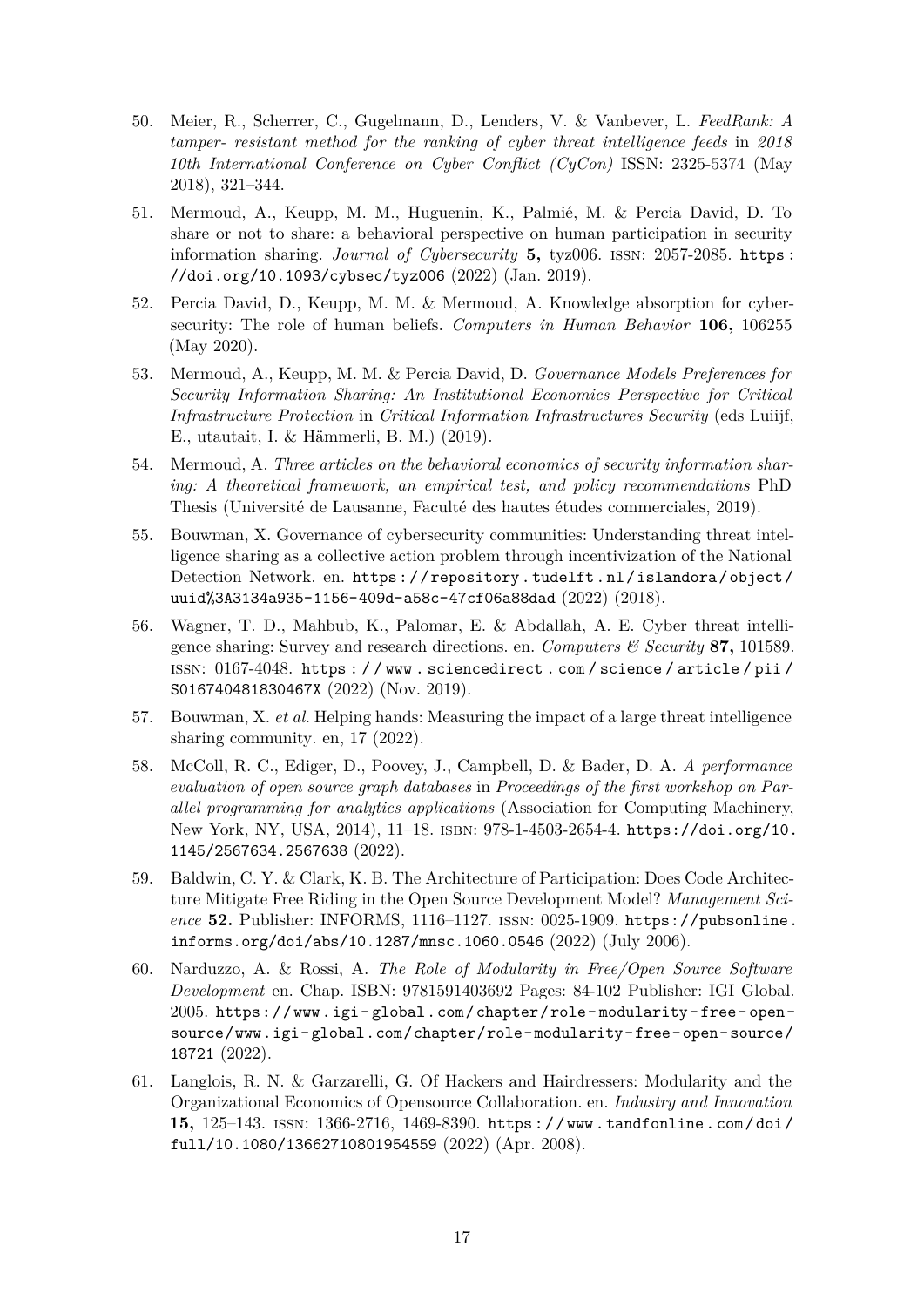50. Meier, R., Scherrer, C., Gugelmann, D., Lenders, V. & Vanbever, L. *FeedRank: A tamper- resistant method for the ranking of cyber threat intelligence feeds* in *2018 10th International Conference on Cyber Conflict (CyCon)* ISSN: 2325-5374 (May 2018), 321–344.

51. Mermoud, A., Keupp, M. M., Huguenin, K., Palmié, M. & Percia David, D. To share or not to share: a behavioral perspective on human participation in security information sharing. *Journal of Cybersecurity* **5,** tyz006. ISSN: 2057-2085. https://doi.org/10.1093/cybsec/tyz006 (2022) (Jan. 2019).

52. Percia David, D., Keupp, M. M. & Mermoud, A. Knowledge absorption for cybersecurity: The role of human beliefs. *Computers in Human Behavior* **106,** 106255 (May 2020).

53. Mermoud, A., Keupp, M. M. & Percia David, D. *Governance Models Preferences for Security Information Sharing: An Institutional Economics Perspective for Critical Infrastructure Protection* in *Critical Information Infrastructures Security* (eds Luiijf, E., utautait, I. & Hämmerli, B. M.) (2019).

54. Mermoud, A. *Three articles on the behavioral economics of security information sharing: A theoretical framework, an empirical test, and policy recommendations* PhD Thesis (Université de Lausanne, Faculté des hautes études commerciales, 2019).

55. Bouwman, X. Governance of cybersecurity communities: Understanding threat intelligence sharing as a collective action problem through incentivization of the National Detection Network. en. https://repository.tudelft.nl/islandora/object/uuid%3A3134a935-1156-409d-a58c-47cf06a88dad (2022) (2018).

56. Wagner, T. D., Mahbub, K., Palomar, E. & Abdallah, A. E. Cyber threat intelligence sharing: Survey and research directions. en. *Computers & Security* **87,** 101589. ISSN: 0167-4048. https://www.sciencedirect.com/science/article/pii/S016740481830467X (2022) (Nov. 2019).

57. Bouwman, X. *et al.* Helping hands: Measuring the impact of a large threat intelligence sharing community. en, 17 (2022).

58. McColl, R. C., Ediger, D., Poovey, J., Campbell, D. & Bader, D. A. *A performance evaluation of open source graph databases* in *Proceedings of the first workshop on Parallel programming for analytics applications* (Association for Computing Machinery, New York, NY, USA, 2014), 11–18. ISBN: 978-1-4503-2654-4. https://doi.org/10.1145/2567634.2567638 (2022).

59. Baldwin, C. Y. & Clark, K. B. The Architecture of Participation: Does Code Architecture Mitigate Free Riding in the Open Source Development Model? *Management Science* **52.** Publisher: INFORMS, 1116–1127. ISSN: 0025-1909. https://pubsonline.informs.org/doi/abs/10.1287/mnsc.1060.0546 (2022) (July 2006).

60. Narduzzo, A. & Rossi, A. *The Role of Modularity in Free/Open Source Software Development* en. Chap. ISBN: 9781591403692 Pages: 84-102 Publisher: IGI Global. 2005. https://www.igi-global.com/chapter/role-modularity-free-open-source/www.igi-global.com/chapter/role-modularity-free-open-source/18721 (2022).

61. Langlois, R. N. & Garzarelli, G. Of Hackers and Hairdressers: Modularity and the Organizational Economics of Opensource Collaboration. en. *Industry and Innovation* **15,** 125–143. ISSN: 1366-2716, 1469-8390. https://www.tandfonline.com/doi/full/10.1080/13662710801954559 (2022) (Apr. 2008).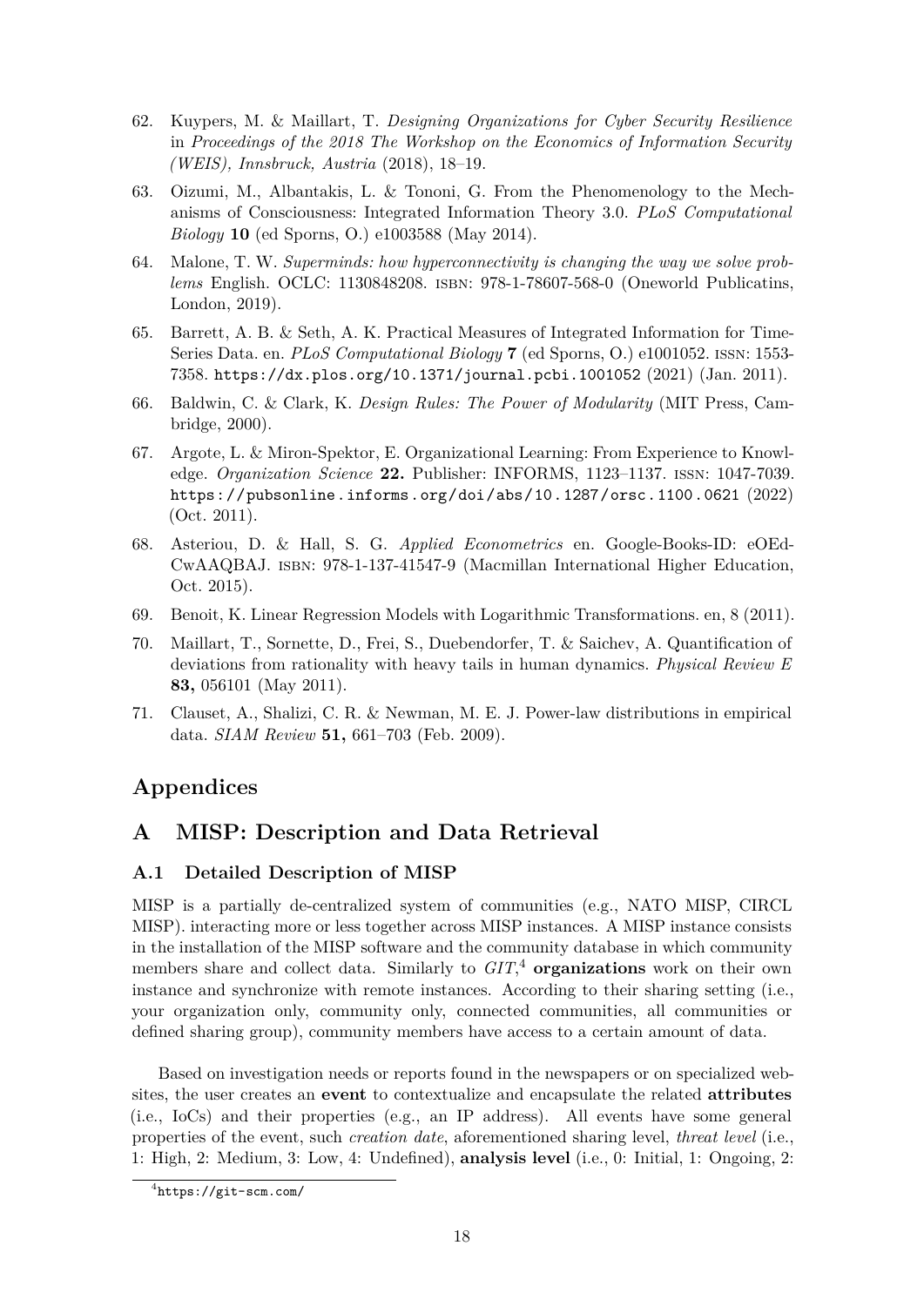62. Kuypers, M. & Maillart, T. *Designing Organizations for Cyber Security Resilience* in *Proceedings of the 2018 The Workshop on the Economics of Information Security (WEIS), Innsbruck, Austria* (2018), 18–19.

63. Oizumi, M., Albantakis, L. & Tononi, G. From the Phenomenology to the Mechanisms of Consciousness: Integrated Information Theory 3.0. *PLoS Computational Biology* **10** (ed Sporns, O.) e1003588 (May 2014).

64. Malone, T. W. *Superminds: how hyperconnectivity is changing the way we solve problems* English. OCLC: 1130848208. ISBN: 978-1-78607-568-0 (Oneworld Publicatins, London, 2019).

65. Barrett, A. B. & Seth, A. K. Practical Measures of Integrated Information for Time-Series Data. en. *PLoS Computational Biology* **7** (ed Sporns, O.) e1001052. ISSN: 1553-7358. https://dx.plos.org/10.1371/journal.pcbi.1001052 (2021) (Jan. 2011).

66. Baldwin, C. & Clark, K. *Design Rules: The Power of Modularity* (MIT Press, Cambridge, 2000).

67. Argote, L. & Miron-Spektor, E. Organizational Learning: From Experience to Knowledge. *Organization Science* **22.** Publisher: INFORMS, 1123–1137. ISSN: 1047-7039. https://pubsonline.informs.org/doi/abs/10.1287/orsc.1100.0621 (2022) (Oct. 2011).

68. Asteriou, D. & Hall, S. G. *Applied Econometrics* en. Google-Books-ID: eOEd-CwAAQBAJ. ISBN: 978-1-137-41547-9 (Macmillan International Higher Education, Oct. 2015).

69. Benoit, K. Linear Regression Models with Logarithmic Transformations. en, 8 (2011).

70. Maillart, T., Sornette, D., Frei, S., Duebendorfer, T. & Saichev, A. Quantification of deviations from rationality with heavy tails in human dynamics. *Physical Review E* **83,** 056101 (May 2011).

71. Clauset, A., Shalizi, C. R. & Newman, M. E. J. Power-law distributions in empirical data. *SIAM Review* **51,** 661–703 (Feb. 2009).

# Appendices

## A MISP: Description and Data Retrieval

### A.1 Detailed Description of MISP

MISP is a partially de-centralized system of communities (e.g., NATO MISP, CIRCL MISP). interacting more or less together across MISP instances. A MISP instance consists in the installation of the MISP software and the community database in which community members share and collect data. Similarly to *GIT*,[4] **organizations** work on their own instance and synchronize with remote instances. According to their sharing setting (i.e., your organization only, community only, connected communities, all communities or defined sharing group), community members have access to a certain amount of data.

Based on investigation needs or reports found in the newspapers or on specialized websites, the user creates an **event** to contextualize and encapsulate the related **attributes** (i.e., IoCs) and their properties (e.g., an IP address). All events have some general properties of the event, such *creation date*, aforementioned sharing level, *threat level* (i.e., 1: High, 2: Medium, 3: Low, 4: Undefined), **analysis level** (i.e., 0: Initial, 1: Ongoing, 2:

[4] https://git-scm.com/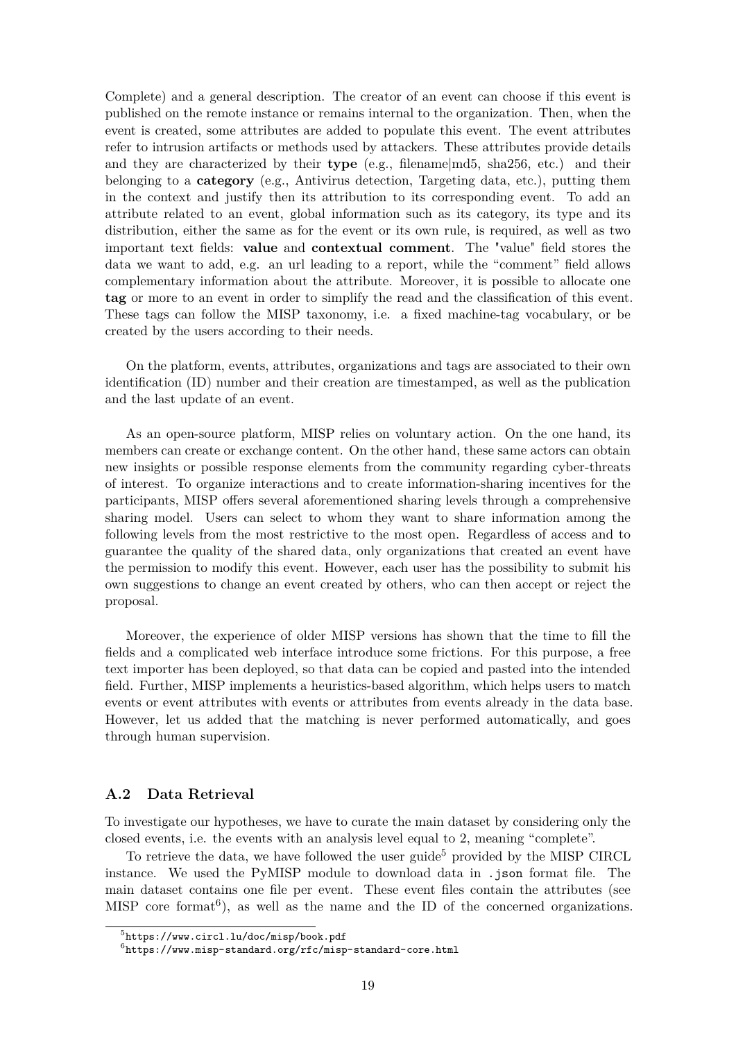Complete) and a general description. The creator of an event can choose if this event is published on the remote instance or remains internal to the organization. Then, when the event is created, some attributes are added to populate this event. The event attributes refer to intrusion artifacts or methods used by attackers. These attributes provide details and they are characterized by their **type** (e.g., filename|md5, sha256, etc.) and their belonging to a **category** (e.g., Antivirus detection, Targeting data, etc.), putting them in the context and justify then its attribution to its corresponding event. To add an attribute related to an event, global information such as its category, its type and its distribution, either the same as for the event or its own rule, is required, as well as two important text fields: **value** and **contextual comment**. The "value" field stores the data we want to add, e.g. an url leading to a report, while the "comment" field allows complementary information about the attribute. Moreover, it is possible to allocate one **tag** or more to an event in order to simplify the read and the classification of this event. These tags can follow the MISP taxonomy, i.e. a fixed machine-tag vocabulary, or be created by the users according to their needs.

On the platform, events, attributes, organizations and tags are associated to their own identification (ID) number and their creation are timestamped, as well as the publication and the last update of an event.

As an open-source platform, MISP relies on voluntary action. On the one hand, its members can create or exchange content. On the other hand, these same actors can obtain new insights or possible response elements from the community regarding cyber-threats of interest. To organize interactions and to create information-sharing incentives for the participants, MISP offers several aforementioned sharing levels through a comprehensive sharing model. Users can select to whom they want to share information among the following levels from the most restrictive to the most open. Regardless of access and to guarantee the quality of the shared data, only organizations that created an event have the permission to modify this event. However, each user has the possibility to submit his own suggestions to change an event created by others, who can then accept or reject the proposal.

Moreover, the experience of older MISP versions has shown that the time to fill the fields and a complicated web interface introduce some frictions. For this purpose, a free text importer has been deployed, so that data can be copied and pasted into the intended field. Further, MISP implements a heuristics-based algorithm, which helps users to match events or event attributes with events or attributes from events already in the data base. However, let us added that the matching is never performed automatically, and goes through human supervision.

### A.2 Data Retrieval

To investigate our hypotheses, we have to curate the main dataset by considering only the closed events, i.e. the events with an analysis level equal to 2, meaning "complete".

To retrieve the data, we have followed the user guide[5] provided by the MISP CIRCL instance. We used the PyMISP module to download data in `.json` format file. The main dataset contains one file per event. These event files contain the attributes (see MISP core format[6]), as well as the name and the ID of the concerned organizations.

[5] https://www.circl.lu/doc/misp/book.pdf

[6] https://www.misp-standard.org/rfc/misp-standard-core.html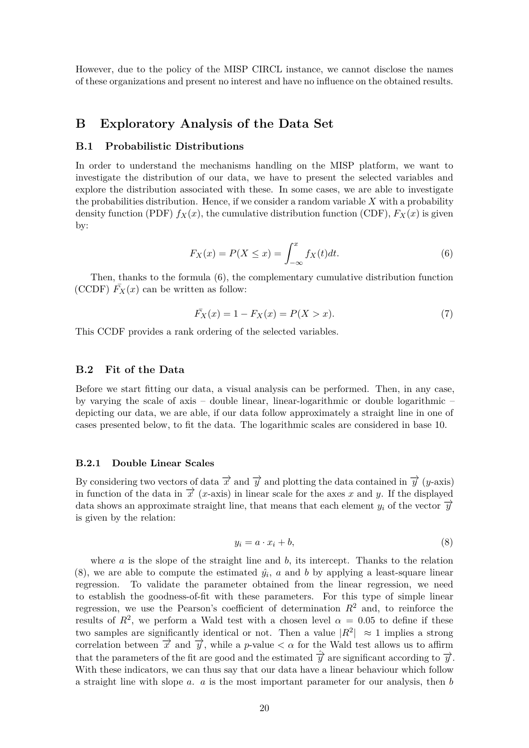However, due to the policy of the MISP CIRCL instance, we cannot disclose the names of these organizations and present no interest and have no influence on the obtained results.

# B Exploratory Analysis of the Data Set

## B.1 Probabilistic Distributions

In order to understand the mechanisms handling on the MISP platform, we want to investigate the distribution of our data, we have to present the selected variables and explore the distribution associated with these. In some cases, we are able to investigate the probabilities distribution. Hence, if we consider a random variable $X$ with a probability density function (PDF) $f_X(x)$, the cumulative distribution function (CDF), $F_X(x)$ is given by:

$$F_X(x) = P(X \leq x) = \int_{-\infty}^{x} f_X(t)dt. \tag{6}$$

Then, thanks to the formula (6), the complementary cumulative distribution function (CCDF) $\bar{F_X}(x)$ can be written as follow:

$$\bar{F_X}(x) = 1 - F_X(x) = P(X > x). \tag{7}$$

This CCDF provides a rank ordering of the selected variables.

## B.2 Fit of the Data

Before we start fitting our data, a visual analysis can be performed. Then, in any case, by varying the scale of axis – double linear, linear-logarithmic or double logarithmic – depicting our data, we are able, if our data follow approximately a straight line in one of cases presented below, to fit the data. The logarithmic scales are considered in base 10.

### B.2.1 Double Linear Scales

By considering two vectors of data $\overrightarrow{x}$ and $\overrightarrow{y}$ and plotting the data contained in $\overrightarrow{y}$ ($y$-axis) in function of the data in $\overrightarrow{x}$ ($x$-axis) in linear scale for the axes $x$ and $y$. If the displayed data shows an approximate straight line, that means that each element $y_i$ of the vector $\overrightarrow{y}$ is given by the relation:

$$y_i = a \cdot x_i + b, \tag{8}$$

where $a$ is the slope of the straight line and $b$, its intercept. Thanks to the relation (8), we are able to compute the estimated $\hat{y_i}$, $a$ and $b$ by applying a least-square linear regression. To validate the parameter obtained from the linear regression, we need to establish the goodness-of-fit with these parameters. For this type of simple linear regression, we use the Pearson's coefficient of determination $R^2$ and, to reinforce the results of $R^2$, we perform a Wald test with a chosen level $\alpha = 0.05$ to define if these two samples are significantly identical or not. Then a value $|R^2| \approx 1$ implies a strong correlation between $\overrightarrow{x}$ and $\overrightarrow{y}$, while a $p$-value $< \alpha$ for the Wald test allows us to affirm that the parameters of the fit are good and the estimated $\hat{\overrightarrow{y}}$ are significant according to $\overrightarrow{y}$. With these indicators, we can thus say that our data have a linear behaviour which follow a straight line with slope $a$. $a$ is the most important parameter for our analysis, then $b$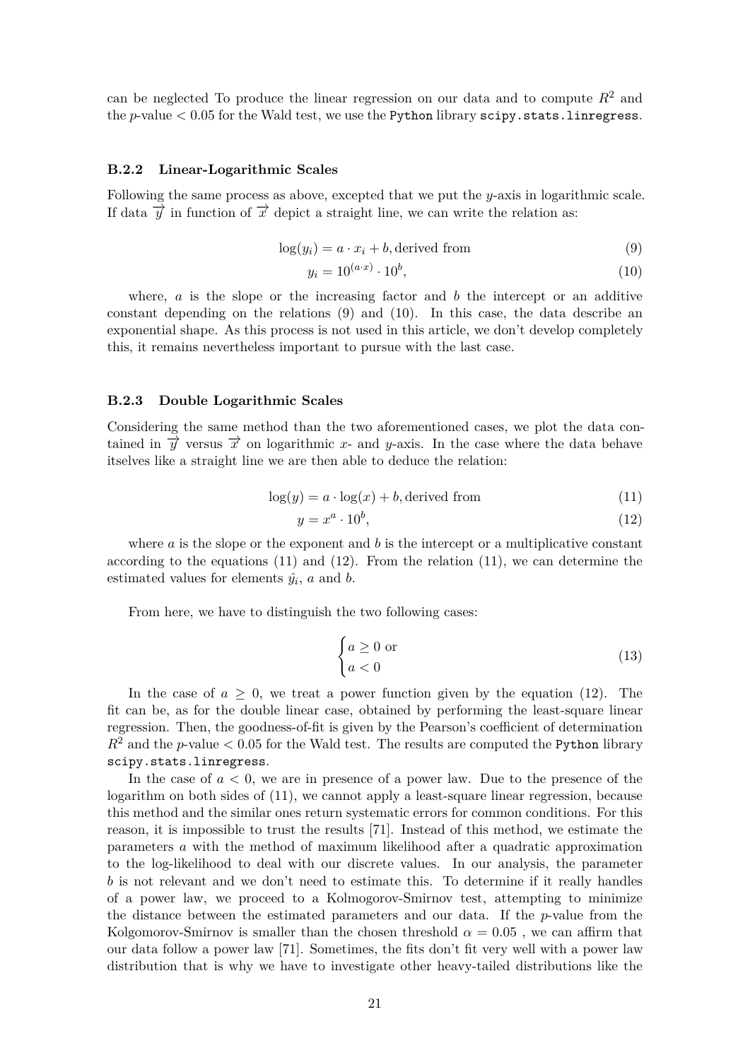can be neglected To produce the linear regression on our data and to compute $R^2$ and the $p$-value $< 0.05$ for the Wald test, we use the `Python` library `scipy.stats.linregress`.

### B.2.2 Linear-Logarithmic Scales

Following the same process as above, excepted that we put the $y$-axis in logarithmic scale. If data $\overrightarrow{y}$ in function of $\overrightarrow{x}$ depict a straight line, we can write the relation as:

$$\log(y_i) = a \cdot x_i + b, \text{derived from} \tag{9}$$

$$y_i = 10^{(a \cdot x)} \cdot 10^b, \tag{10}$$

where, $a$ is the slope or the increasing factor and $b$ the intercept or an additive constant depending on the relations (9) and (10). In this case, the data describe an exponential shape. As this process is not used in this article, we don't develop completely this, it remains nevertheless important to pursue with the last case.

### B.2.3 Double Logarithmic Scales

Considering the same method than the two aforementioned cases, we plot the data contained in $\overrightarrow{y}$ versus $\overrightarrow{x}$ on logarithmic $x$- and $y$-axis. In the case where the data behave itselves like a straight line we are then able to deduce the relation:

$$\log(y) = a \cdot \log(x) + b, \text{derived from} \tag{11}$$

$$y = x^a \cdot 10^b, \tag{12}$$

where $a$ is the slope or the exponent and $b$ is the intercept or a multiplicative constant according to the equations (11) and (12). From the relation (11), we can determine the estimated values for elements $\hat{y}_i$, $a$ and $b$.

From here, we have to distinguish the two following cases:

$$\begin{cases} a \geq 0 \text{ or} \\ a < 0 \end{cases} \tag{13}$$

In the case of $a \geq 0$, we treat a power function given by the equation (12). The fit can be, as for the double linear case, obtained by performing the least-square linear regression. Then, the goodness-of-fit is given by the Pearson's coefficient of determination $R^2$ and the $p$-value $< 0.05$ for the Wald test. The results are computed the `Python` library `scipy.stats.linregress`.

In the case of $a < 0$, we are in presence of a power law. Due to the presence of the logarithm on both sides of (11), we cannot apply a least-square linear regression, because this method and the similar ones return systematic errors for common conditions. For this reason, it is impossible to trust the results [71]. Instead of this method, we estimate the parameters $a$ with the method of maximum likelihood after a quadratic approximation to the log-likelihood to deal with our discrete values. In our analysis, the parameter $b$ is not relevant and we don't need to estimate this. To determine if it really handles of a power law, we proceed to a Kolmogorov-Smirnov test, attempting to minimize the distance between the estimated parameters and our data. If the $p$-value from the Kolgomorov-Smirnov is smaller than the chosen threshold $\alpha = 0.05$ , we can affirm that our data follow a power law [71]. Sometimes, the fits don't fit very well with a power law distribution that is why we have to investigate other heavy-tailed distributions like the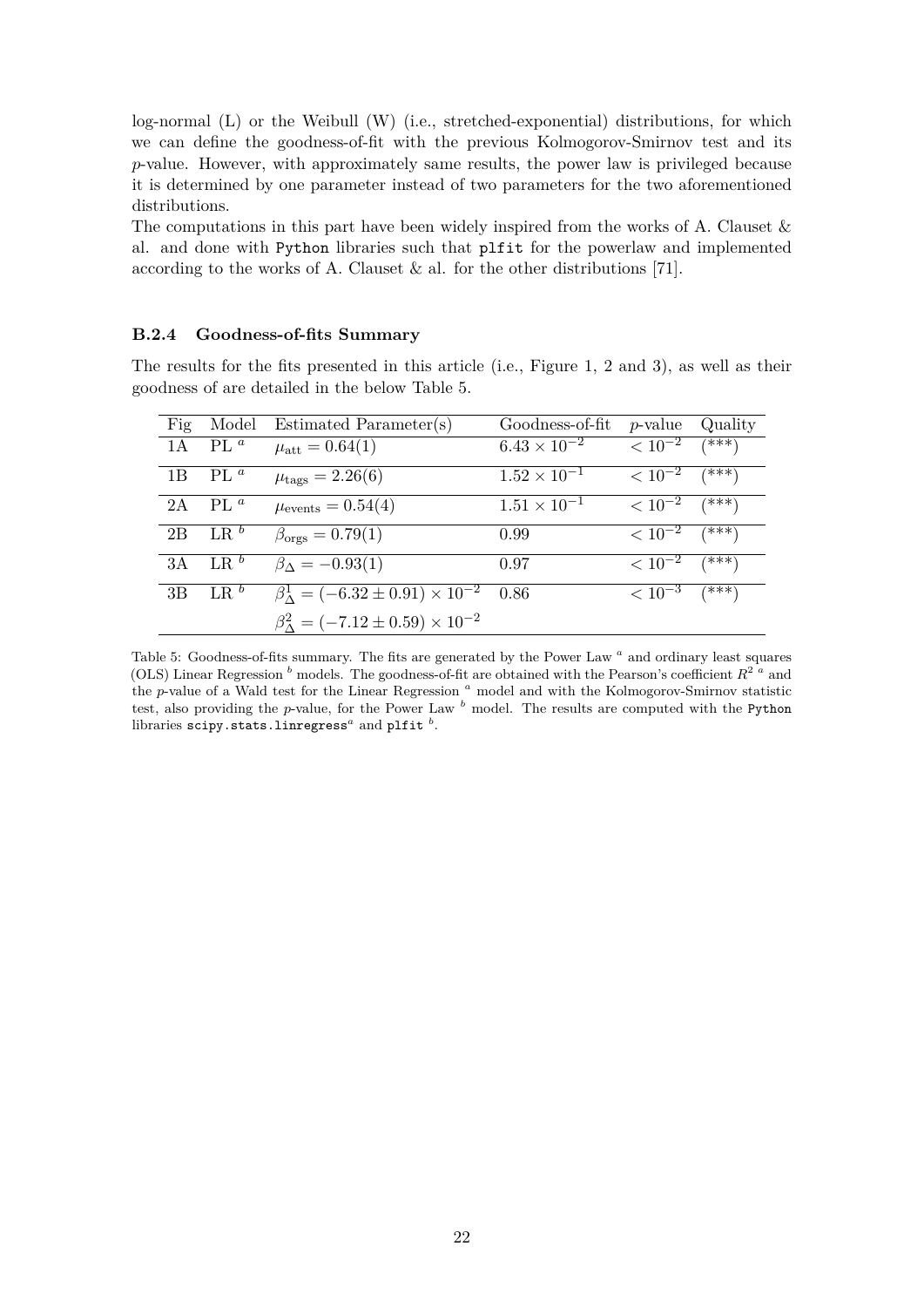log-normal (L) or the Weibull (W) (i.e., stretched-exponential) distributions, for which we can define the goodness-of-fit with the previous Kolmogorov-Smirnov test and its $p$-value. However, with approximately same results, the power law is privileged because it is determined by one parameter instead of two parameters for the two aforementioned distributions.

The computations in this part have been widely inspired from the works of A. Clauset & al. and done with `Python` libraries such that `plfit` for the powerlaw and implemented according to the works of A. Clauset & al. for the other distributions [71].

### B.2.4 Goodness-of-fits Summary

The results for the fits presented in this article (i.e., Figure 1, 2 and 3), as well as their goodness of are detailed in the below Table 5.

| Fig | Model | Estimated Parameter(s) | Goodness-of-fit | $p$-value | Quality |
|---|---|---|---|---|---|
| 1A | PL [a] | $\mu_{\text{att}} = 0.64(1)$ | $6.43 \times 10^{-2}$ | $< 10^{-2}$ | (***) |
| 1B | PL [a] | $\mu_{\text{tags}} = 2.26(6)$ | $1.52 \times 10^{-1}$ | $< 10^{-2}$ | (***) |
| 2A | PL [a] | $\mu_{\text{events}} = 0.54(4)$ | $1.51 \times 10^{-1}$ | $< 10^{-2}$ | (***) |
| 2B | LR [b] | $\beta_{\text{orgs}} = 0.79(1)$ | 0.99 | $< 10^{-2}$ | (***) |
| 3A | LR [b] | $\beta_{\Delta} = -0.93(1)$ | 0.97 | $< 10^{-2}$ | (***) |
| 3B | LR [b] | $\beta_{\Delta}^{1} = (-6.32 \pm 0.91) \times 10^{-2}$ | 0.86 | $< 10^{-3}$ | (***) |
| | | $\beta_{\Delta}^{2} = (-7.12 \pm 0.59) \times 10^{-2}$ | | | |

Table 5: Goodness-of-fits summary. The fits are generated by the Power Law [a] and ordinary least squares (OLS) Linear Regression [b] models. The goodness-of-fit are obtained with the Pearson's coefficient $R^2$ [a] and the $p$-value of a Wald test for the Linear Regression [a] model and with the Kolmogorov-Smirnov statistic test, also providing the $p$-value, for the Power Law [b] model. The results are computed with the `Python` libraries `scipy.stats.linregress`[a] and `plfit` [b].